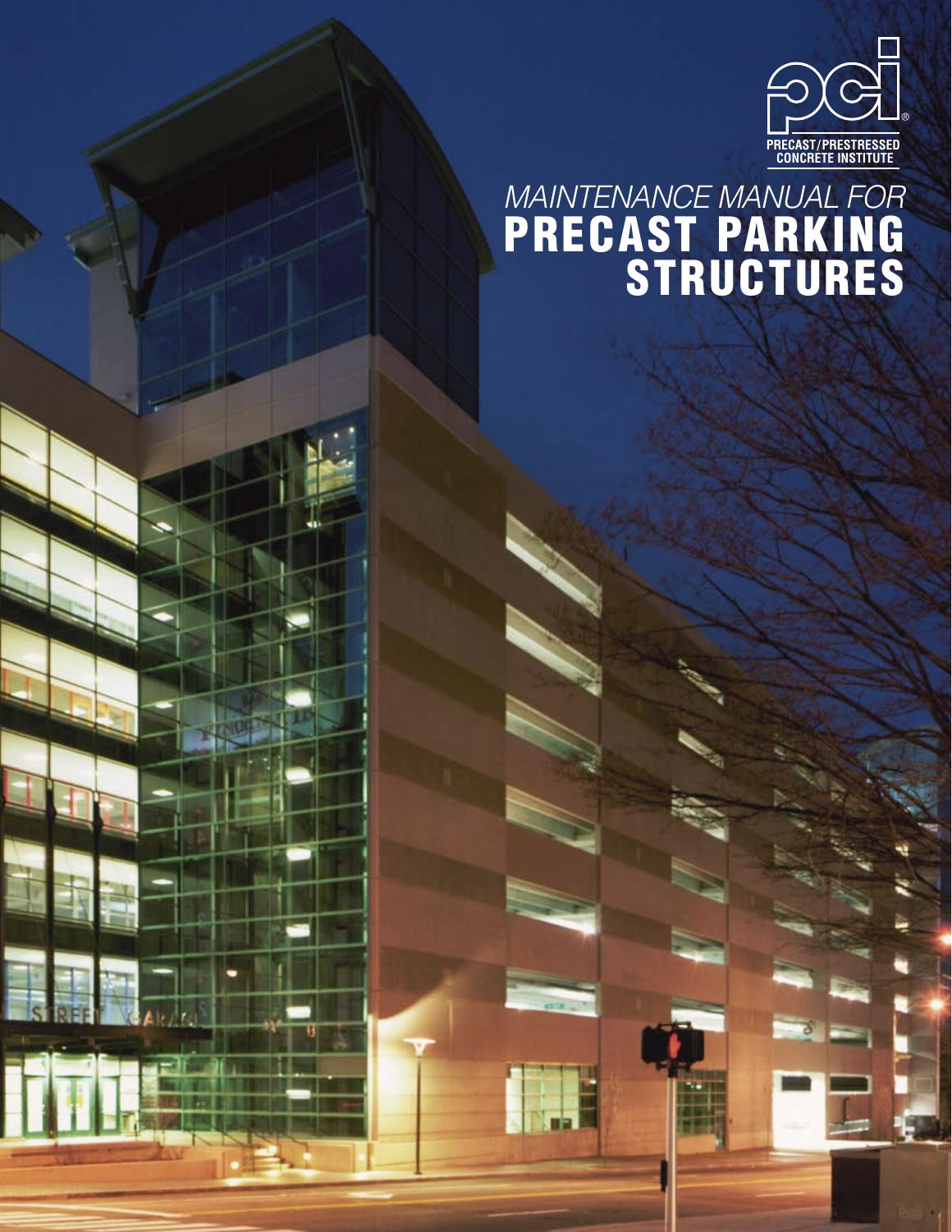PRECAST/PRESTRESSED CONCRETE INSTITUTE

# *MAINTENANCE MANUAL FOR* PRECAST PARKING STRUCTURES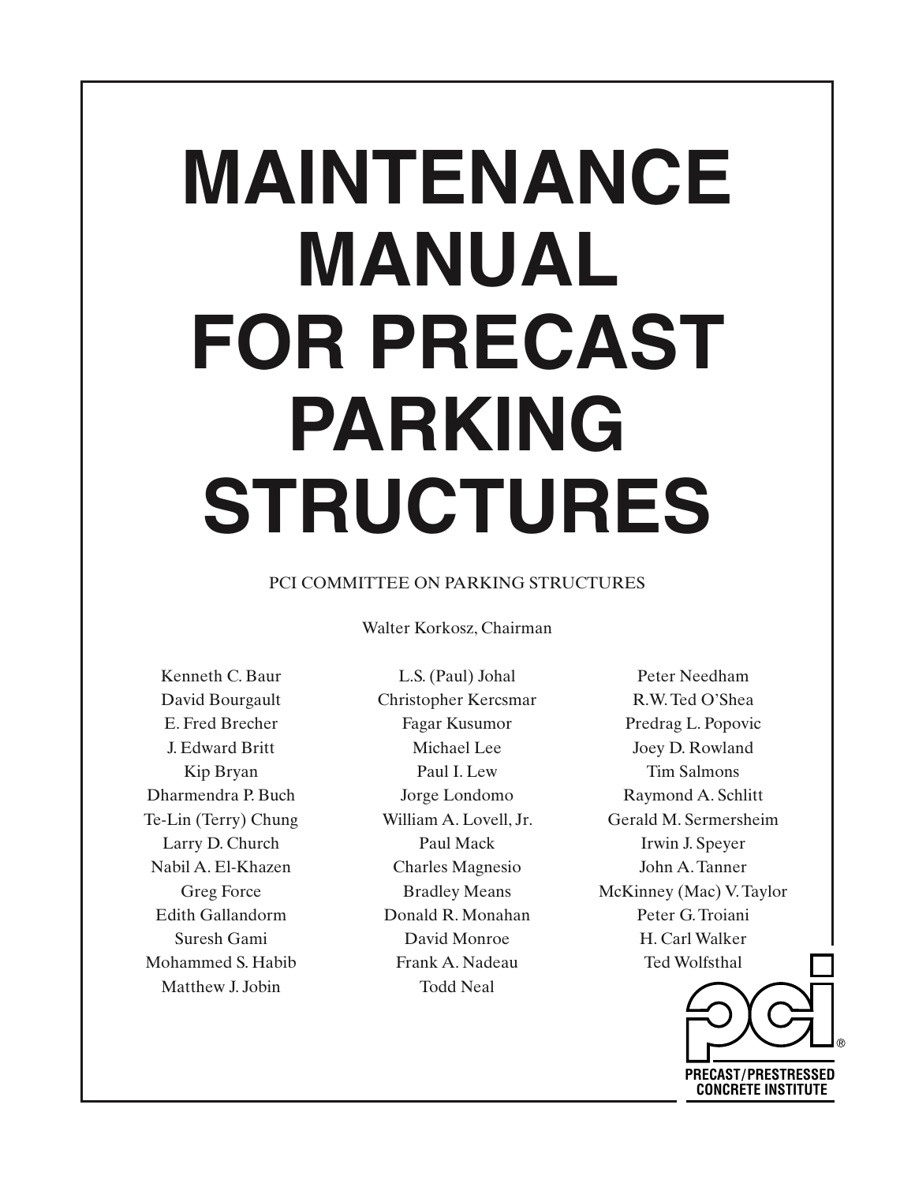# MAINTENANCE MANUAL FOR PRECAST PARKING STRUCTURES

PCI COMMITTEE ON PARKING STRUCTURES

Walter Korkosz, Chairman

Kenneth C. Baur
David Bourgault
E. Fred Brecher
J. Edward Britt
Kip Bryan
Dharmendra P. Buch
Te-Lin (Terry) Chung
Larry D. Church
Nabil A. El-Khazen
Greg Force
Edith Gallandorm
Suresh Gami
Mohammed S. Habib
Matthew J. Jobin
L.S. (Paul) Johal
Christopher Kercsmar
Fagar Kusumor
Michael Lee
Paul I. Lew
Jorge Londomo
William A. Lovell, Jr.
Paul Mack
Charles Magnesio
Bradley Means
Donald R. Monahan
David Monroe
Frank A. Nadeau
Todd Neal
Peter Needham
R.W. Ted O'Shea
Predrag L. Popovic
Joey D. Rowland
Tim Salmons
Raymond A. Schlitt
Gerald M. Sermersheim
Irwin J. Speyer
John A. Tanner
McKinney (Mac) V. Taylor
Peter G. Troiani
H. Carl Walker
Ted Wolfsthal

PRECAST/PRESTRESSED CONCRETE INSTITUTE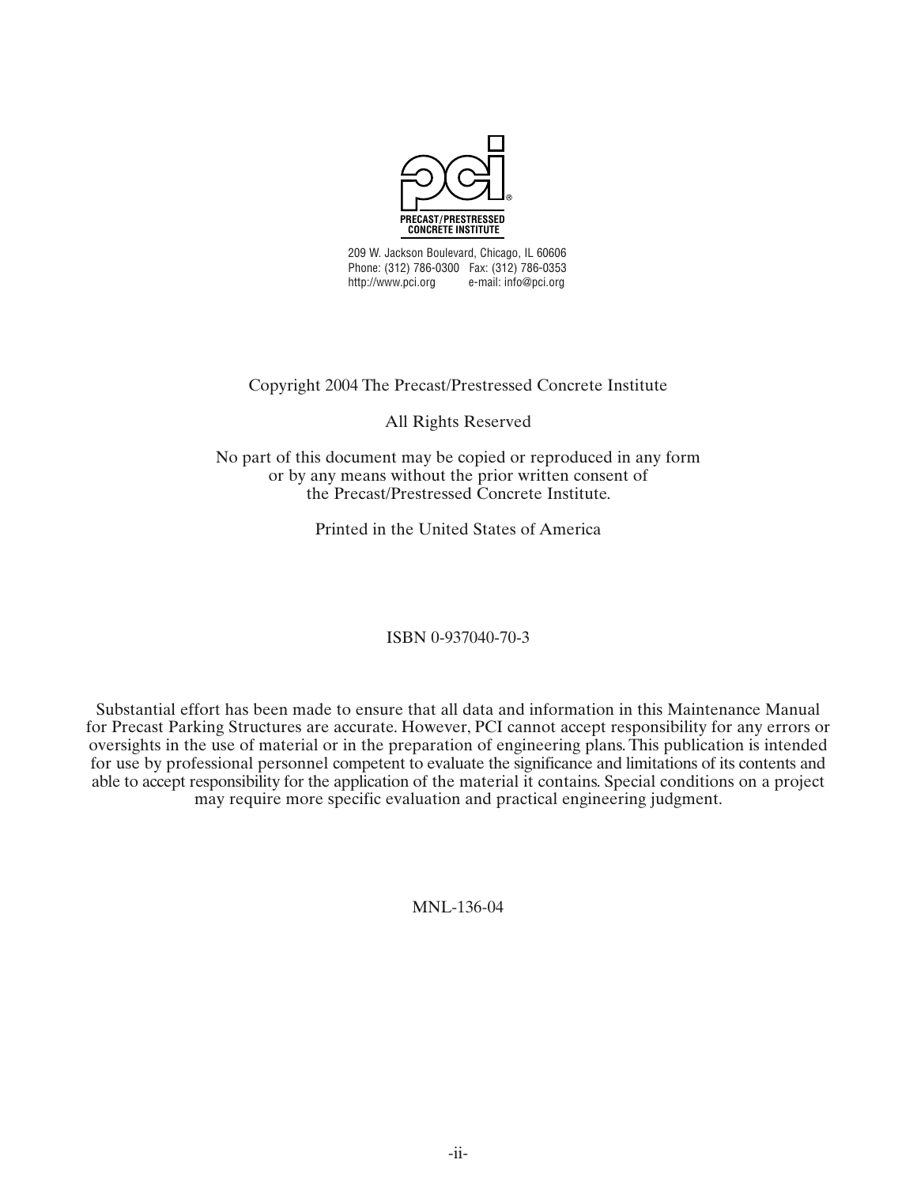PRECAST/PRESTRESSED CONCRETE INSTITUTE

209 W. Jackson Boulevard, Chicago, IL 60606
Phone: (312) 786-0300 Fax: (312) 786-0353
http://www.pci.org e-mail: info@pci.org

Copyright 2004 The Precast/Prestressed Concrete Institute

All Rights Reserved

No part of this document may be copied or reproduced in any form or by any means without the prior written consent of the Precast/Prestressed Concrete Institute.

Printed in the United States of America

ISBN 0-937040-70-3

Substantial effort has been made to ensure that all data and information in this Maintenance Manual for Precast Parking Structures are accurate. However, PCI cannot accept responsibility for any errors or oversights in the use of material or in the preparation of engineering plans. This publication is intended for use by professional personnel competent to evaluate the significance and limitations of its contents and able to accept responsibility for the application of the material it contains. Special conditions on a project may require more specific evaluation and practical engineering judgment.

MNL-136-04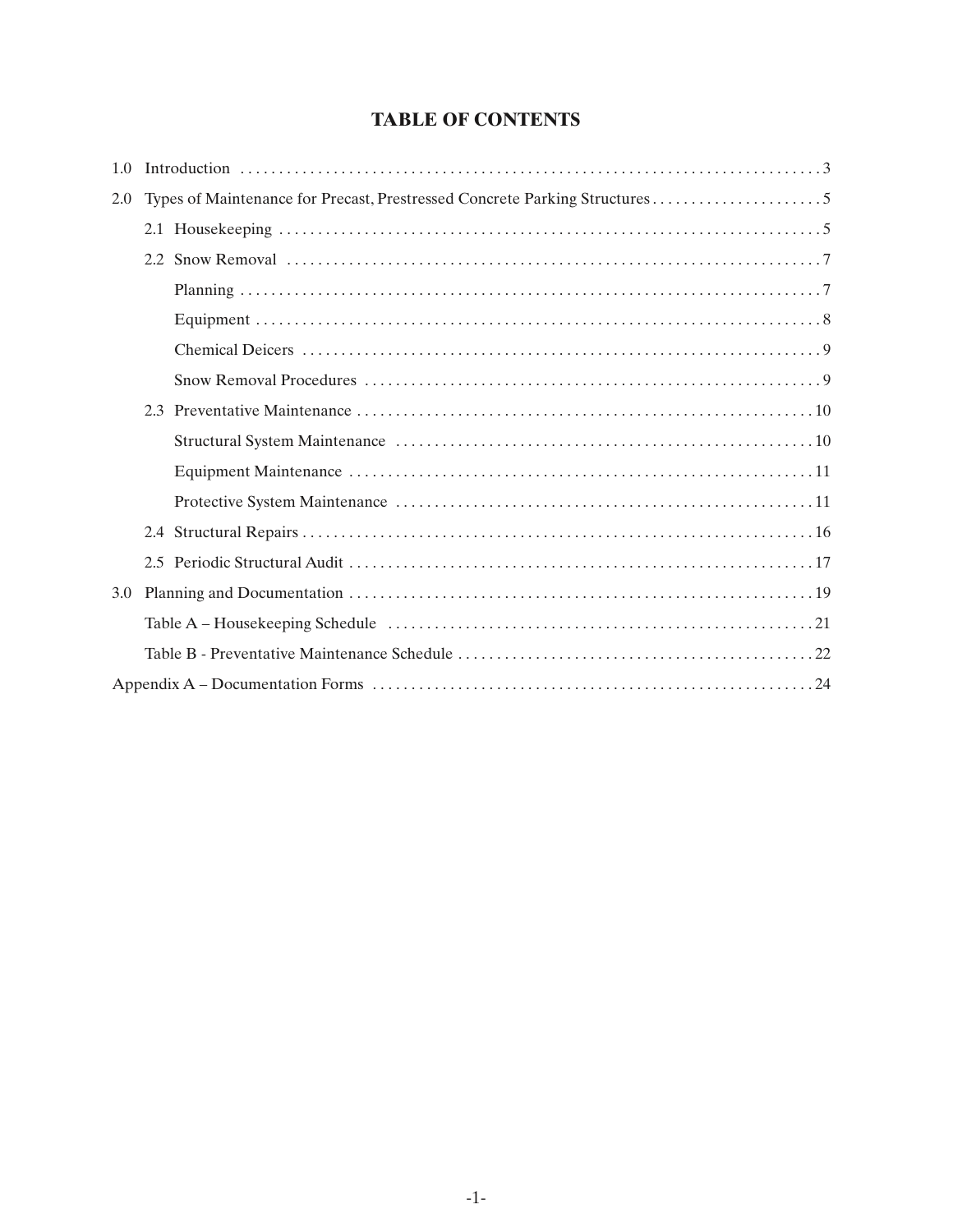# TABLE OF CONTENTS

1.0 Introduction . . . . . . . . . . . . . . . . . . . . . . . . . . . . . . . . . . . . . . . . . . . . . . . . . . . . . . . . . . . . . . . . . . . . . . . . . 3

2.0 Types of Maintenance for Precast, Prestressed Concrete Parking Structures . . . . . . . . . . . . . . . . . . . . . . 5

- 2.1 Housekeeping . . . . . . . . . . . . . . . . . . . . . . . . . . . . . . . . . . . . . . . . . . . . . . . . . . . . . . . . . . . . . . . . . . . . . 5
- 2.2 Snow Removal . . . . . . . . . . . . . . . . . . . . . . . . . . . . . . . . . . . . . . . . . . . . . . . . . . . . . . . . . . . . . . . . . . . . . 7
  - Planning . . . . . . . . . . . . . . . . . . . . . . . . . . . . . . . . . . . . . . . . . . . . . . . . . . . . . . . . . . . . . . . . . . . . . . . . . . 7
  - Equipment . . . . . . . . . . . . . . . . . . . . . . . . . . . . . . . . . . . . . . . . . . . . . . . . . . . . . . . . . . . . . . . . . . . . . . . . 8
  - Chemical Deicers . . . . . . . . . . . . . . . . . . . . . . . . . . . . . . . . . . . . . . . . . . . . . . . . . . . . . . . . . . . . . . . . . . 9
  - Snow Removal Procedures . . . . . . . . . . . . . . . . . . . . . . . . . . . . . . . . . . . . . . . . . . . . . . . . . . . . . . . . . . 9
- 2.3 Preventative Maintenance . . . . . . . . . . . . . . . . . . . . . . . . . . . . . . . . . . . . . . . . . . . . . . . . . . . . . . . . . . . 10
  - Structural System Maintenance . . . . . . . . . . . . . . . . . . . . . . . . . . . . . . . . . . . . . . . . . . . . . . . . . . . . . . 10
  - Equipment Maintenance . . . . . . . . . . . . . . . . . . . . . . . . . . . . . . . . . . . . . . . . . . . . . . . . . . . . . . . . . . . . 11
  - Protective System Maintenance . . . . . . . . . . . . . . . . . . . . . . . . . . . . . . . . . . . . . . . . . . . . . . . . . . . . . . 11
- 2.4 Structural Repairs . . . . . . . . . . . . . . . . . . . . . . . . . . . . . . . . . . . . . . . . . . . . . . . . . . . . . . . . . . . . . . . . . 16
- 2.5 Periodic Structural Audit . . . . . . . . . . . . . . . . . . . . . . . . . . . . . . . . . . . . . . . . . . . . . . . . . . . . . . . . . . . . 17

3.0 Planning and Documentation . . . . . . . . . . . . . . . . . . . . . . . . . . . . . . . . . . . . . . . . . . . . . . . . . . . . . . . . . . . 19

- Table A – Housekeeping Schedule . . . . . . . . . . . . . . . . . . . . . . . . . . . . . . . . . . . . . . . . . . . . . . . . . . . . . . 21
- Table B - Preventative Maintenance Schedule . . . . . . . . . . . . . . . . . . . . . . . . . . . . . . . . . . . . . . . . . . . . . 22

Appendix A – Documentation Forms . . . . . . . . . . . . . . . . . . . . . . . . . . . . . . . . . . . . . . . . . . . . . . . . . . . . . . . . 24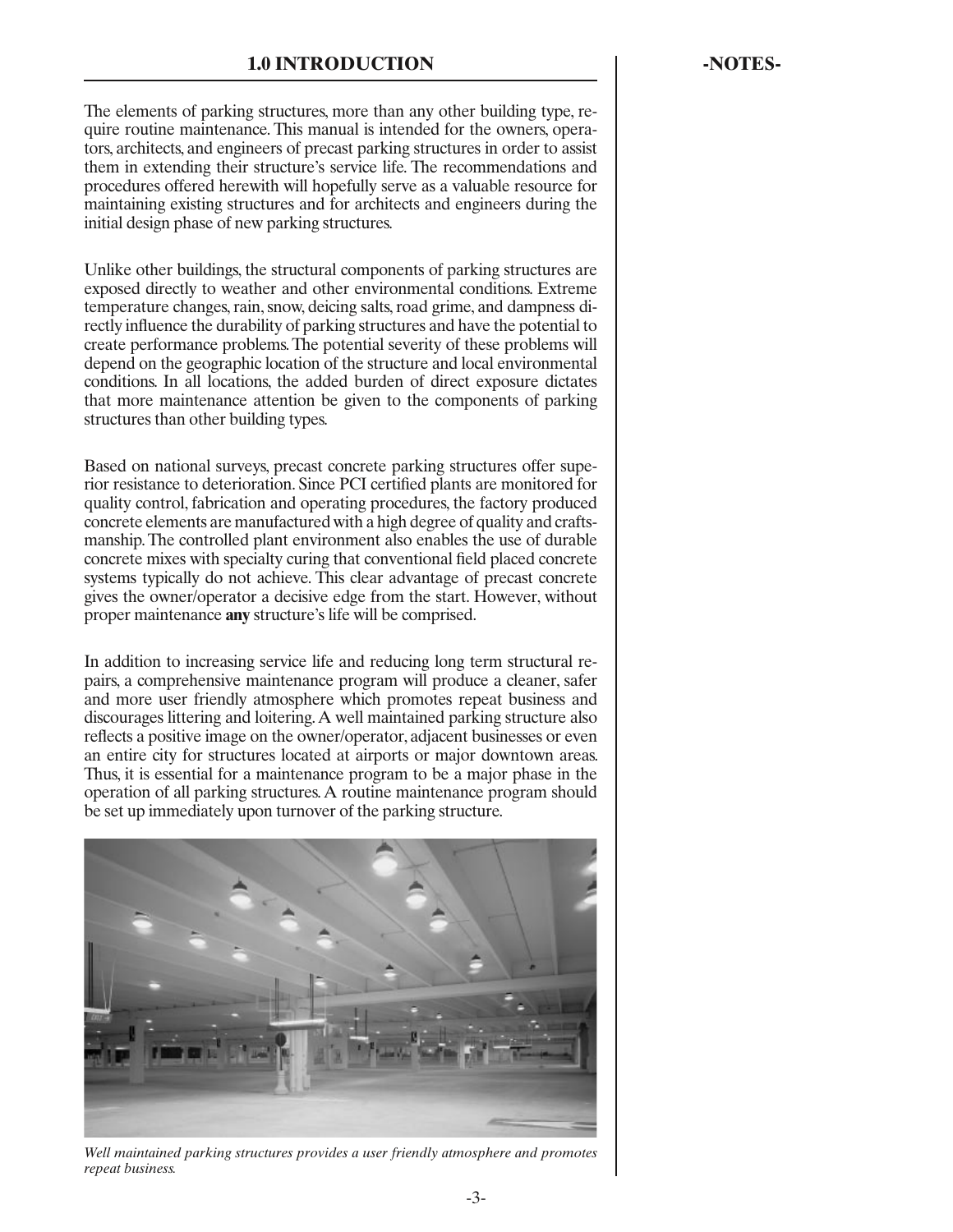# 1.0 INTRODUCTION

-NOTES-

The elements of parking structures, more than any other building type, require routine maintenance. This manual is intended for the owners, operators, architects, and engineers of precast parking structures in order to assist them in extending their structure's service life. The recommendations and procedures offered herewith will hopefully serve as a valuable resource for maintaining existing structures and for architects and engineers during the initial design phase of new parking structures.

Unlike other buildings, the structural components of parking structures are exposed directly to weather and other environmental conditions. Extreme temperature changes, rain, snow, deicing salts, road grime, and dampness directly influence the durability of parking structures and have the potential to create performance problems. The potential severity of these problems will depend on the geographic location of the structure and local environmental conditions. In all locations, the added burden of direct exposure dictates that more maintenance attention be given to the components of parking structures than other building types.

Based on national surveys, precast concrete parking structures offer superior resistance to deterioration. Since PCI certified plants are monitored for quality control, fabrication and operating procedures, the factory produced concrete elements are manufactured with a high degree of quality and craftsmanship. The controlled plant environment also enables the use of durable concrete mixes with specialty curing that conventional field placed concrete systems typically do not achieve. This clear advantage of precast concrete gives the owner/operator a decisive edge from the start. However, without proper maintenance **any** structure's life will be comprised.

In addition to increasing service life and reducing long term structural repairs, a comprehensive maintenance program will produce a cleaner, safer and more user friendly atmosphere which promotes repeat business and discourages littering and loitering. A well maintained parking structure also reflects a positive image on the owner/operator, adjacent businesses or even an entire city for structures located at airports or major downtown areas. Thus, it is essential for a maintenance program to be a major phase in the operation of all parking structures. A routine maintenance program should be set up immediately upon turnover of the parking structure.

*Well maintained parking structures provides a user friendly atmosphere and promotes repeat business.*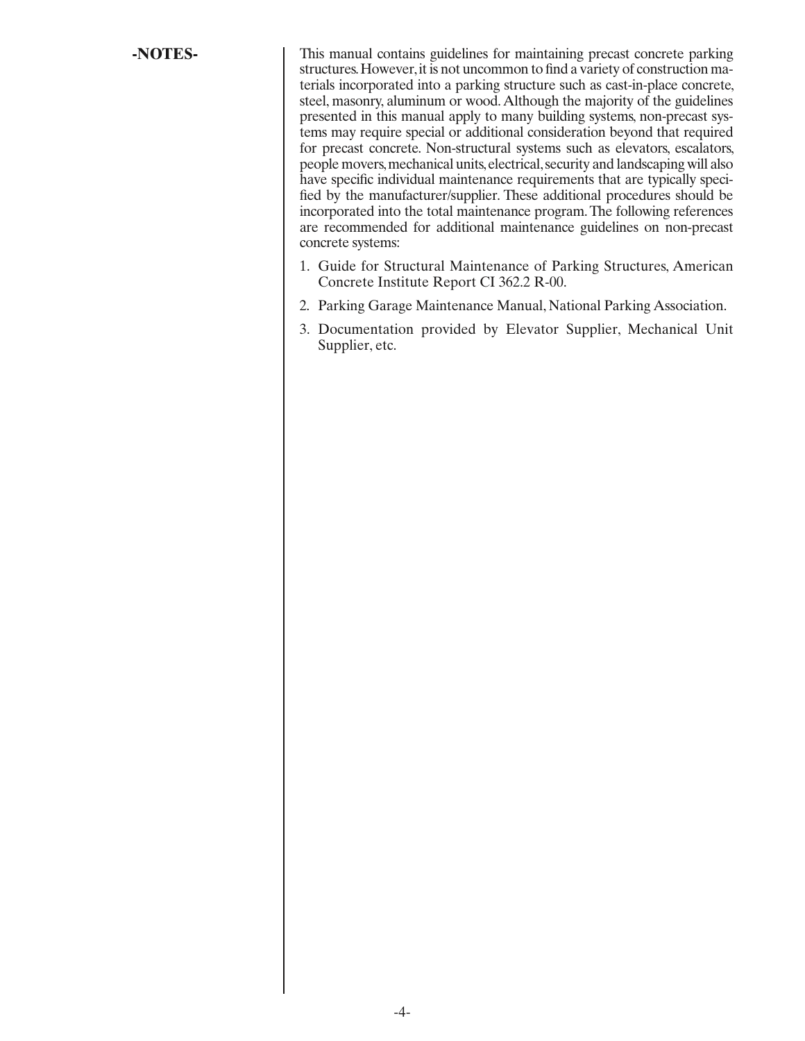**-NOTES-**

This manual contains guidelines for maintaining precast concrete parking structures. However, it is not uncommon to find a variety of construction materials incorporated into a parking structure such as cast-in-place concrete, steel, masonry, aluminum or wood. Although the majority of the guidelines presented in this manual apply to many building systems, non-precast systems may require special or additional consideration beyond that required for precast concrete. Non-structural systems such as elevators, escalators, people movers, mechanical units, electrical, security and landscaping will also have specific individual maintenance requirements that are typically specified by the manufacturer/supplier. These additional procedures should be incorporated into the total maintenance program. The following references are recommended for additional maintenance guidelines on non-precast concrete systems:

1. Guide for Structural Maintenance of Parking Structures, American Concrete Institute Report CI 362.2 R-00.
2. Parking Garage Maintenance Manual, National Parking Association.
3. Documentation provided by Elevator Supplier, Mechanical Unit Supplier, etc.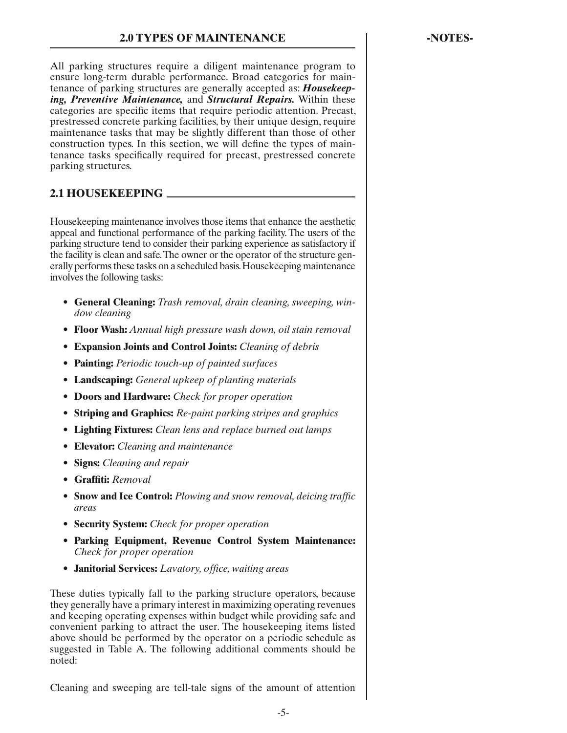## 2.0 TYPES OF MAINTENANCE

-NOTES-

All parking structures require a diligent maintenance program to ensure long-term durable performance. Broad categories for maintenance of parking structures are generally accepted as: ***Housekeeping, Preventive Maintenance,*** and ***Structural Repairs.*** Within these categories are specific items that require periodic attention. Precast, prestressed concrete parking facilities, by their unique design, require maintenance tasks that may be slightly different than those of other construction types. In this section, we will define the types of maintenance tasks specifically required for precast, prestressed concrete parking structures.

### 2.1 HOUSEKEEPING

Housekeeping maintenance involves those items that enhance the aesthetic appeal and functional performance of the parking facility. The users of the parking structure tend to consider their parking experience as satisfactory if the facility is clean and safe. The owner or the operator of the structure generally performs these tasks on a scheduled basis. Housekeeping maintenance involves the following tasks:

- **General Cleaning:** *Trash removal, drain cleaning, sweeping, window cleaning*
- **Floor Wash:** *Annual high pressure wash down, oil stain removal*
- **Expansion Joints and Control Joints:** *Cleaning of debris*
- **Painting:** *Periodic touch-up of painted surfaces*
- **Landscaping:** *General upkeep of planting materials*
- **Doors and Hardware:** *Check for proper operation*
- **Striping and Graphics:** *Re-paint parking stripes and graphics*
- **Lighting Fixtures:** *Clean lens and replace burned out lamps*
- **Elevator:** *Cleaning and maintenance*
- **Signs:** *Cleaning and repair*
- **Graffiti:** *Removal*
- **Snow and Ice Control:** *Plowing and snow removal, deicing traffic areas*
- **Security System:** *Check for proper operation*
- **Parking Equipment, Revenue Control System Maintenance:** *Check for proper operation*
- **Janitorial Services:** *Lavatory, office, waiting areas*

These duties typically fall to the parking structure operators, because they generally have a primary interest in maximizing operating revenues and keeping operating expenses within budget while providing safe and convenient parking to attract the user. The housekeeping items listed above should be performed by the operator on a periodic schedule as suggested in Table A. The following additional comments should be noted:

Cleaning and sweeping are tell-tale signs of the amount of attention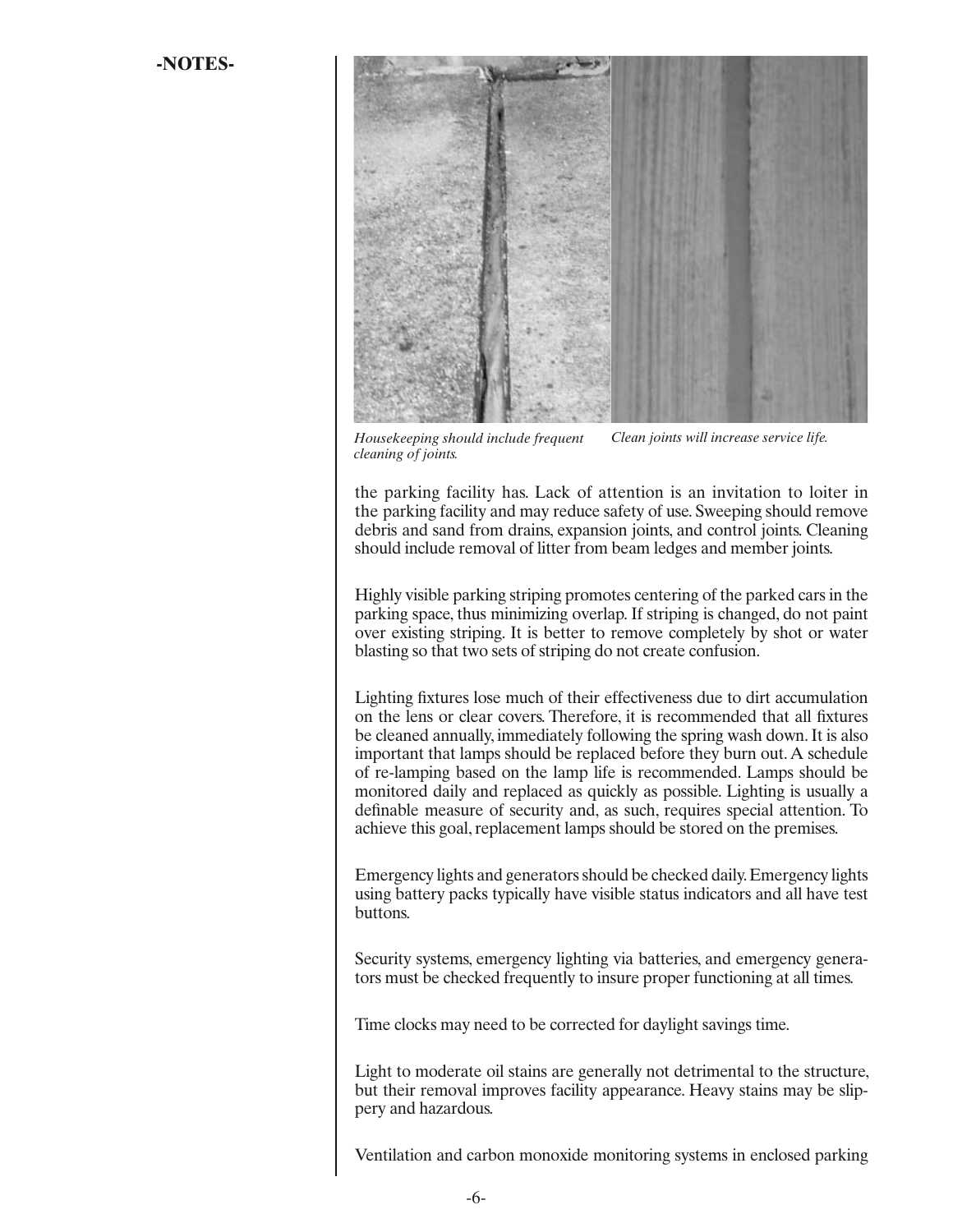**-NOTES-**

*Housekeeping should include frequent cleaning of joints.*

*Clean joints will increase service life.*

the parking facility has. Lack of attention is an invitation to loiter in the parking facility and may reduce safety of use. Sweeping should remove debris and sand from drains, expansion joints, and control joints. Cleaning should include removal of litter from beam ledges and member joints.

Highly visible parking striping promotes centering of the parked cars in the parking space, thus minimizing overlap. If striping is changed, do not paint over existing striping. It is better to remove completely by shot or water blasting so that two sets of striping do not create confusion.

Lighting fixtures lose much of their effectiveness due to dirt accumulation on the lens or clear covers. Therefore, it is recommended that all fixtures be cleaned annually, immediately following the spring wash down. It is also important that lamps should be replaced before they burn out. A schedule of re-lamping based on the lamp life is recommended. Lamps should be monitored daily and replaced as quickly as possible. Lighting is usually a definable measure of security and, as such, requires special attention. To achieve this goal, replacement lamps should be stored on the premises.

Emergency lights and generators should be checked daily. Emergency lights using battery packs typically have visible status indicators and all have test buttons.

Security systems, emergency lighting via batteries, and emergency generators must be checked frequently to insure proper functioning at all times.

Time clocks may need to be corrected for daylight savings time.

Light to moderate oil stains are generally not detrimental to the structure, but their removal improves facility appearance. Heavy stains may be slippery and hazardous.

Ventilation and carbon monoxide monitoring systems in enclosed parking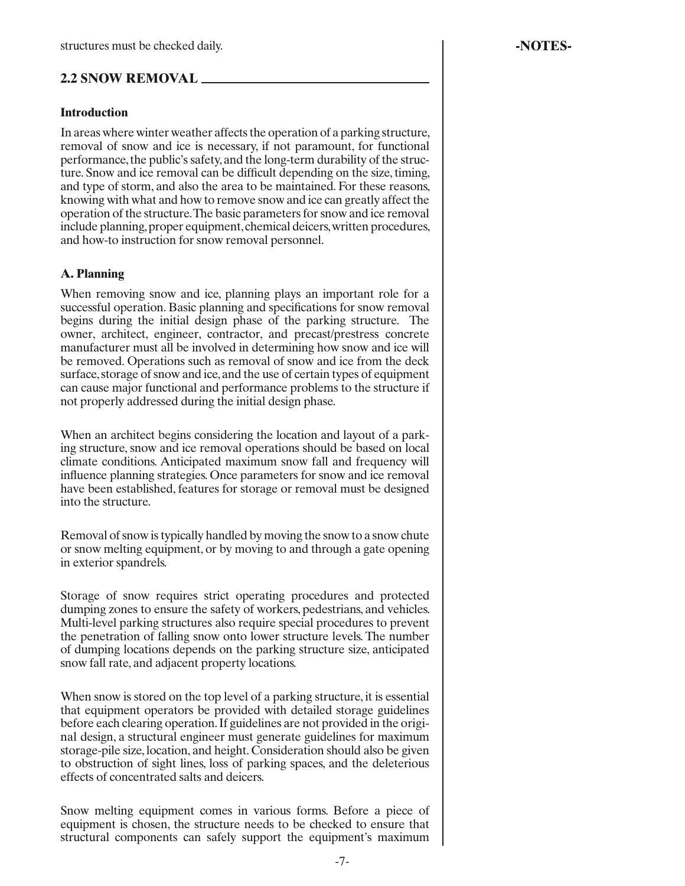structures must be checked daily.

-NOTES-

## 2.2 SNOW REMOVAL

### Introduction

In areas where winter weather affects the operation of a parking structure, removal of snow and ice is necessary, if not paramount, for functional performance, the public's safety, and the long-term durability of the structure. Snow and ice removal can be difficult depending on the size, timing, and type of storm, and also the area to be maintained. For these reasons, knowing with what and how to remove snow and ice can greatly affect the operation of the structure. The basic parameters for snow and ice removal include planning, proper equipment, chemical deicers, written procedures, and how-to instruction for snow removal personnel.

### A. Planning

When removing snow and ice, planning plays an important role for a successful operation. Basic planning and specifications for snow removal begins during the initial design phase of the parking structure. The owner, architect, engineer, contractor, and precast/prestress concrete manufacturer must all be involved in determining how snow and ice will be removed. Operations such as removal of snow and ice from the deck surface, storage of snow and ice, and the use of certain types of equipment can cause major functional and performance problems to the structure if not properly addressed during the initial design phase.

When an architect begins considering the location and layout of a parking structure, snow and ice removal operations should be based on local climate conditions. Anticipated maximum snow fall and frequency will influence planning strategies. Once parameters for snow and ice removal have been established, features for storage or removal must be designed into the structure.

Removal of snow is typically handled by moving the snow to a snow chute or snow melting equipment, or by moving to and through a gate opening in exterior spandrels.

Storage of snow requires strict operating procedures and protected dumping zones to ensure the safety of workers, pedestrians, and vehicles. Multi-level parking structures also require special procedures to prevent the penetration of falling snow onto lower structure levels. The number of dumping locations depends on the parking structure size, anticipated snow fall rate, and adjacent property locations.

When snow is stored on the top level of a parking structure, it is essential that equipment operators be provided with detailed storage guidelines before each clearing operation. If guidelines are not provided in the original design, a structural engineer must generate guidelines for maximum storage-pile size, location, and height. Consideration should also be given to obstruction of sight lines, loss of parking spaces, and the deleterious effects of concentrated salts and deicers.

Snow melting equipment comes in various forms. Before a piece of equipment is chosen, the structure needs to be checked to ensure that structural components can safely support the equipment's maximum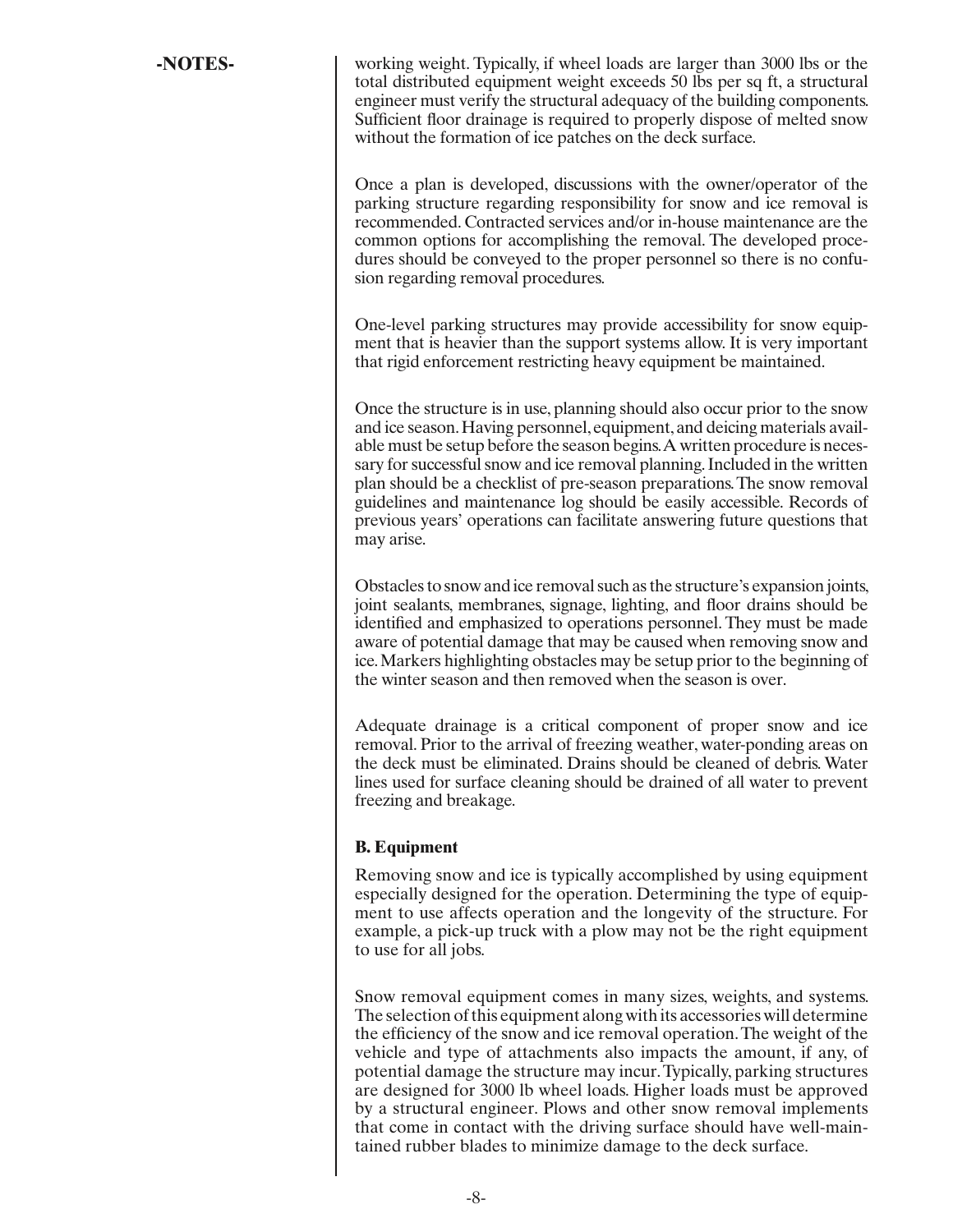-NOTES-

working weight. Typically, if wheel loads are larger than 3000 lbs or the total distributed equipment weight exceeds 50 lbs per sq ft, a structural engineer must verify the structural adequacy of the building components. Sufficient floor drainage is required to properly dispose of melted snow without the formation of ice patches on the deck surface.

Once a plan is developed, discussions with the owner/operator of the parking structure regarding responsibility for snow and ice removal is recommended. Contracted services and/or in-house maintenance are the common options for accomplishing the removal. The developed procedures should be conveyed to the proper personnel so there is no confusion regarding removal procedures.

One-level parking structures may provide accessibility for snow equipment that is heavier than the support systems allow. It is very important that rigid enforcement restricting heavy equipment be maintained.

Once the structure is in use, planning should also occur prior to the snow and ice season. Having personnel, equipment, and deicing materials available must be setup before the season begins. A written procedure is necessary for successful snow and ice removal planning. Included in the written plan should be a checklist of pre-season preparations. The snow removal guidelines and maintenance log should be easily accessible. Records of previous years' operations can facilitate answering future questions that may arise.

Obstacles to snow and ice removal such as the structure's expansion joints, joint sealants, membranes, signage, lighting, and floor drains should be identified and emphasized to operations personnel. They must be made aware of potential damage that may be caused when removing snow and ice. Markers highlighting obstacles may be setup prior to the beginning of the winter season and then removed when the season is over.

Adequate drainage is a critical component of proper snow and ice removal. Prior to the arrival of freezing weather, water-ponding areas on the deck must be eliminated. Drains should be cleaned of debris. Water lines used for surface cleaning should be drained of all water to prevent freezing and breakage.

### B. Equipment

Removing snow and ice is typically accomplished by using equipment especially designed for the operation. Determining the type of equipment to use affects operation and the longevity of the structure. For example, a pick-up truck with a plow may not be the right equipment to use for all jobs.

Snow removal equipment comes in many sizes, weights, and systems. The selection of this equipment along with its accessories will determine the efficiency of the snow and ice removal operation. The weight of the vehicle and type of attachments also impacts the amount, if any, of potential damage the structure may incur. Typically, parking structures are designed for 3000 lb wheel loads. Higher loads must be approved by a structural engineer. Plows and other snow removal implements that come in contact with the driving surface should have well-maintained rubber blades to minimize damage to the deck surface.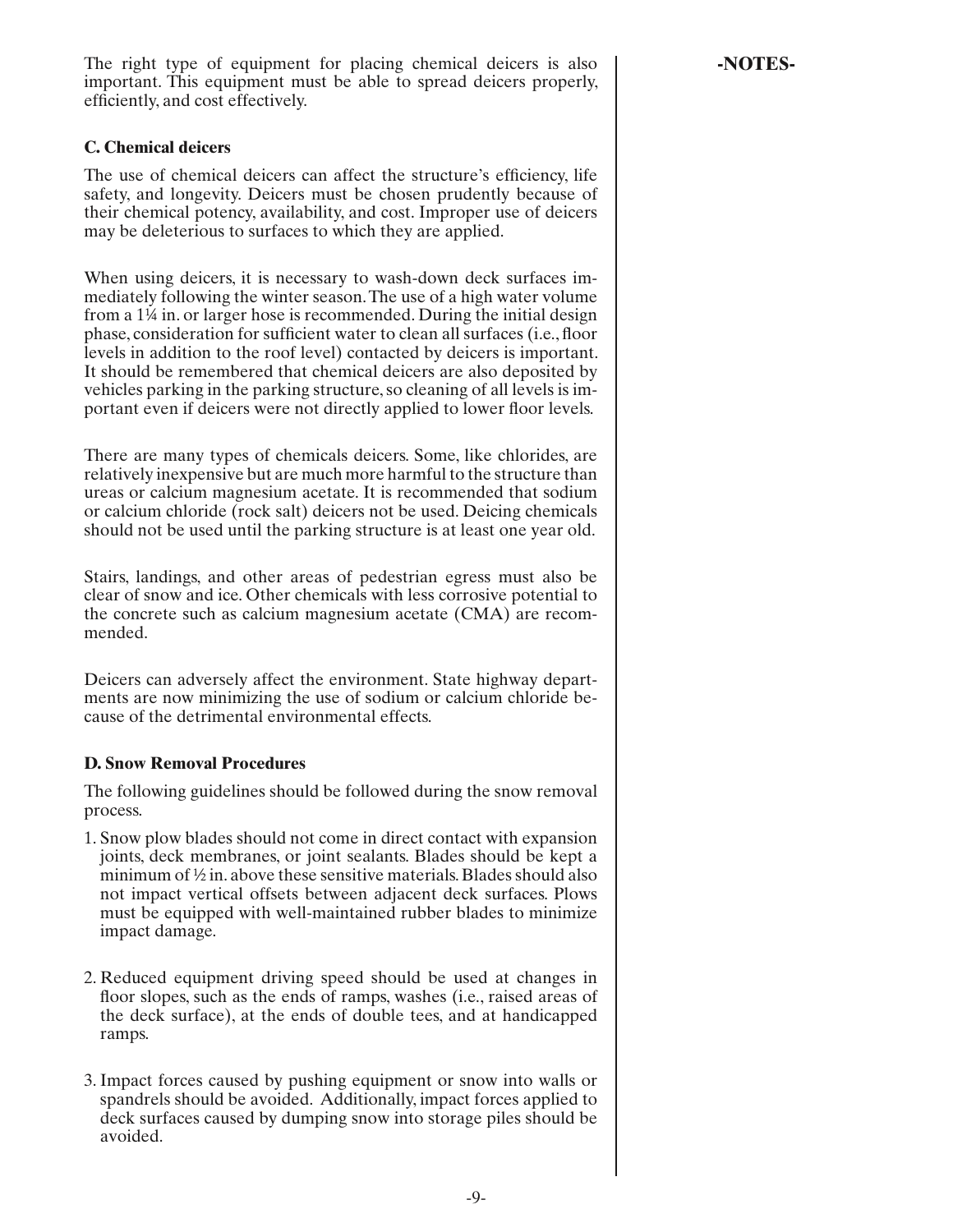The right type of equipment for placing chemical deicers is also important. This equipment must be able to spread deicers properly, efficiently, and cost effectively.

**-NOTES-**

### C. Chemical deicers

The use of chemical deicers can affect the structure's efficiency, life safety, and longevity. Deicers must be chosen prudently because of their chemical potency, availability, and cost. Improper use of deicers may be deleterious to surfaces to which they are applied.

When using deicers, it is necessary to wash-down deck surfaces immediately following the winter season. The use of a high water volume from a 1¼ in. or larger hose is recommended. During the initial design phase, consideration for sufficient water to clean all surfaces (i.e., floor levels in addition to the roof level) contacted by deicers is important. It should be remembered that chemical deicers are also deposited by vehicles parking in the parking structure, so cleaning of all levels is important even if deicers were not directly applied to lower floor levels.

There are many types of chemicals deicers. Some, like chlorides, are relatively inexpensive but are much more harmful to the structure than ureas or calcium magnesium acetate. It is recommended that sodium or calcium chloride (rock salt) deicers not be used. Deicing chemicals should not be used until the parking structure is at least one year old.

Stairs, landings, and other areas of pedestrian egress must also be clear of snow and ice. Other chemicals with less corrosive potential to the concrete such as calcium magnesium acetate (CMA) are recommended.

Deicers can adversely affect the environment. State highway departments are now minimizing the use of sodium or calcium chloride because of the detrimental environmental effects.

### D. Snow Removal Procedures

The following guidelines should be followed during the snow removal process.

1. Snow plow blades should not come in direct contact with expansion joints, deck membranes, or joint sealants. Blades should be kept a minimum of ½ in. above these sensitive materials. Blades should also not impact vertical offsets between adjacent deck surfaces. Plows must be equipped with well-maintained rubber blades to minimize impact damage.

2. Reduced equipment driving speed should be used at changes in floor slopes, such as the ends of ramps, washes (i.e., raised areas of the deck surface), at the ends of double tees, and at handicapped ramps.

3. Impact forces caused by pushing equipment or snow into walls or spandrels should be avoided. Additionally, impact forces applied to deck surfaces caused by dumping snow into storage piles should be avoided.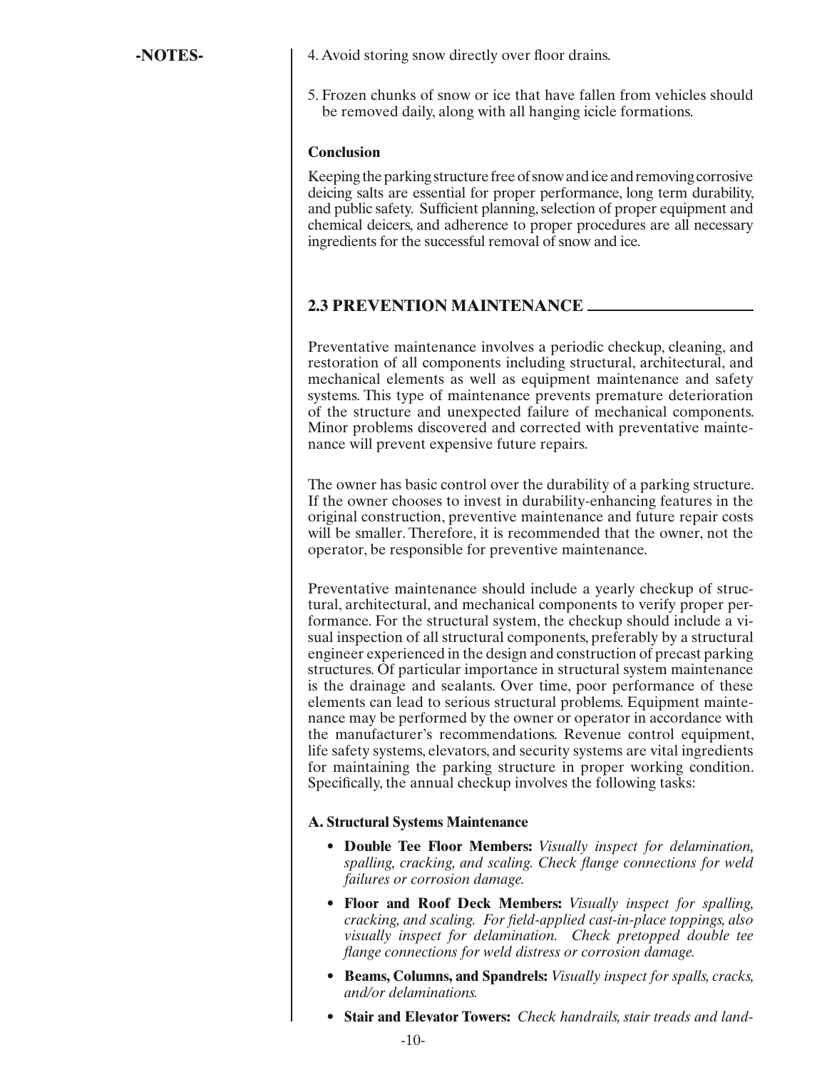-NOTES-

4. Avoid storing snow directly over floor drains.

5. Frozen chunks of snow or ice that have fallen from vehicles should be removed daily, along with all hanging icicle formations.

**Conclusion**

Keeping the parking structure free of snow and ice and removing corrosive deicing salts are essential for proper performance, long term durability, and public safety. Sufficient planning, selection of proper equipment and chemical deicers, and adherence to proper procedures are all necessary ingredients for the successful removal of snow and ice.

## 2.3 PREVENTION MAINTENANCE

Preventative maintenance involves a periodic checkup, cleaning, and restoration of all components including structural, architectural, and mechanical elements as well as equipment maintenance and safety systems. This type of maintenance prevents premature deterioration of the structure and unexpected failure of mechanical components. Minor problems discovered and corrected with preventative maintenance will prevent expensive future repairs.

The owner has basic control over the durability of a parking structure. If the owner chooses to invest in durability-enhancing features in the original construction, preventive maintenance and future repair costs will be smaller. Therefore, it is recommended that the owner, not the operator, be responsible for preventive maintenance.

Preventative maintenance should include a yearly checkup of structural, architectural, and mechanical components to verify proper performance. For the structural system, the checkup should include a visual inspection of all structural components, preferably by a structural engineer experienced in the design and construction of precast parking structures. Of particular importance in structural system maintenance is the drainage and sealants. Over time, poor performance of these elements can lead to serious structural problems. Equipment maintenance may be performed by the owner or operator in accordance with the manufacturer's recommendations. Revenue control equipment, life safety systems, elevators, and security systems are vital ingredients for maintaining the parking structure in proper working condition. Specifically, the annual checkup involves the following tasks:

**A. Structural Systems Maintenance**

- **Double Tee Floor Members:** *Visually inspect for delamination, spalling, cracking, and scaling. Check flange connections for weld failures or corrosion damage.*
- **Floor and Roof Deck Members:** *Visually inspect for spalling, cracking, and scaling. For field-applied cast-in-place toppings, also visually inspect for delamination. Check pretopped double tee flange connections for weld distress or corrosion damage.*
- **Beams, Columns, and Spandrels:** *Visually inspect for spalls, cracks, and/or delaminations.*
- **Stair and Elevator Towers:** *Check handrails, stair treads and land-*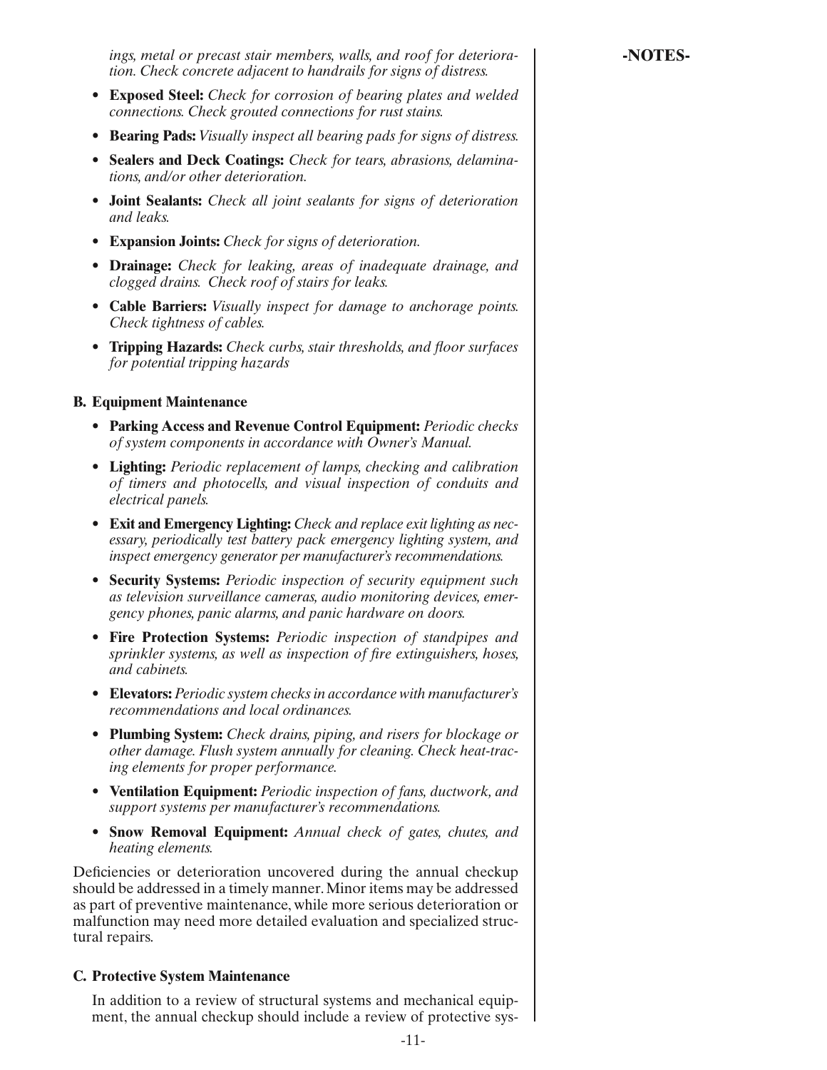*ings, metal or precast stair members, walls, and roof for deterioration. Check concrete adjacent to handrails for signs of distress.*

- **Exposed Steel:** *Check for corrosion of bearing plates and welded connections. Check grouted connections for rust stains.*
- **Bearing Pads:** *Visually inspect all bearing pads for signs of distress.*
- **Sealers and Deck Coatings:** *Check for tears, abrasions, delaminations, and/or other deterioration.*
- **Joint Sealants:** *Check all joint sealants for signs of deterioration and leaks.*
- **Expansion Joints:** *Check for signs of deterioration.*
- **Drainage:** *Check for leaking, areas of inadequate drainage, and clogged drains. Check roof of stairs for leaks.*
- **Cable Barriers:** *Visually inspect for damage to anchorage points. Check tightness of cables.*
- **Tripping Hazards:** *Check curbs, stair thresholds, and floor surfaces for potential tripping hazards*

**B. Equipment Maintenance**

- **Parking Access and Revenue Control Equipment:** *Periodic checks of system components in accordance with Owner's Manual.*
- **Lighting:** *Periodic replacement of lamps, checking and calibration of timers and photocells, and visual inspection of conduits and electrical panels.*
- **Exit and Emergency Lighting:** *Check and replace exit lighting as necessary, periodically test battery pack emergency lighting system, and inspect emergency generator per manufacturer's recommendations.*
- **Security Systems:** *Periodic inspection of security equipment such as television surveillance cameras, audio monitoring devices, emergency phones, panic alarms, and panic hardware on doors.*
- **Fire Protection Systems:** *Periodic inspection of standpipes and sprinkler systems, as well as inspection of fire extinguishers, hoses, and cabinets.*
- **Elevators:** *Periodic system checks in accordance with manufacturer's recommendations and local ordinances.*
- **Plumbing System:** *Check drains, piping, and risers for blockage or other damage. Flush system annually for cleaning. Check heat-tracing elements for proper performance.*
- **Ventilation Equipment:** *Periodic inspection of fans, ductwork, and support systems per manufacturer's recommendations.*
- **Snow Removal Equipment:** *Annual check of gates, chutes, and heating elements.*

Deficiencies or deterioration uncovered during the annual checkup should be addressed in a timely manner. Minor items may be addressed as part of preventive maintenance, while more serious deterioration or malfunction may need more detailed evaluation and specialized structural repairs.

**C. Protective System Maintenance**

In addition to a review of structural systems and mechanical equipment, the annual checkup should include a review of protective sys-

**-NOTES-**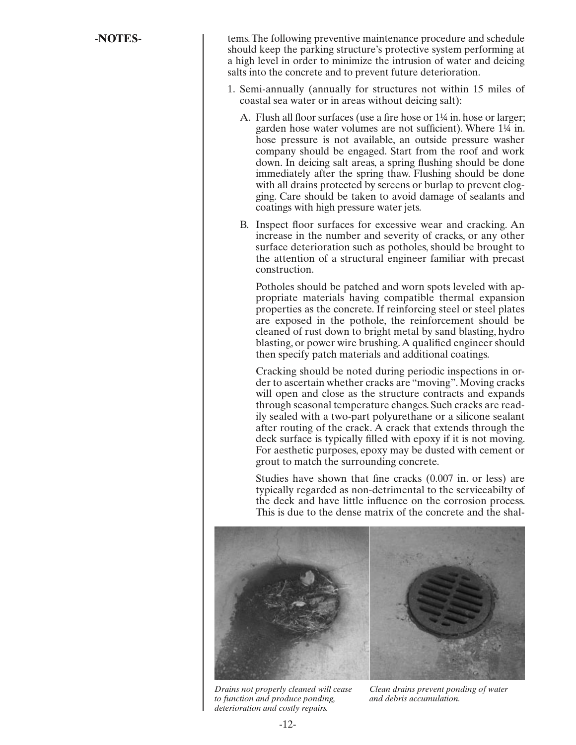-NOTES-

tems. The following preventive maintenance procedure and schedule should keep the parking structure's protective system performing at a high level in order to minimize the intrusion of water and deicing salts into the concrete and to prevent future deterioration.

1. Semi-annually (annually for structures not within 15 miles of coastal sea water or in areas without deicing salt):

   A. Flush all floor surfaces (use a fire hose or 1¼ in. hose or larger; garden hose water volumes are not sufficient). Where 1¼ in. hose pressure is not available, an outside pressure washer company should be engaged. Start from the roof and work down. In deicing salt areas, a spring flushing should be done immediately after the spring thaw. Flushing should be done with all drains protected by screens or burlap to prevent clogging. Care should be taken to avoid damage of sealants and coatings with high pressure water jets.

   B. Inspect floor surfaces for excessive wear and cracking. An increase in the number and severity of cracks, or any other surface deterioration such as potholes, should be brought to the attention of a structural engineer familiar with precast construction.

      Potholes should be patched and worn spots leveled with appropriate materials having compatible thermal expansion properties as the concrete. If reinforcing steel or steel plates are exposed in the pothole, the reinforcement should be cleaned of rust down to bright metal by sand blasting, hydro blasting, or power wire brushing. A qualified engineer should then specify patch materials and additional coatings.

      Cracking should be noted during periodic inspections in order to ascertain whether cracks are "moving". Moving cracks will open and close as the structure contracts and expands through seasonal temperature changes. Such cracks are readily sealed with a two-part polyurethane or a silicone sealant after routing of the crack. A crack that extends through the deck surface is typically filled with epoxy if it is not moving. For aesthetic purposes, epoxy may be dusted with cement or grout to match the surrounding concrete.

      Studies have shown that fine cracks (0.007 in. or less) are typically regarded as non-detrimental to the serviceabilty of the deck and have little influence on the corrosion process. This is due to the dense matrix of the concrete and the shal-

*Drains not properly cleaned will cease to function and produce ponding, deterioration and costly repairs.*

*Clean drains prevent ponding of water and debris accumulation.*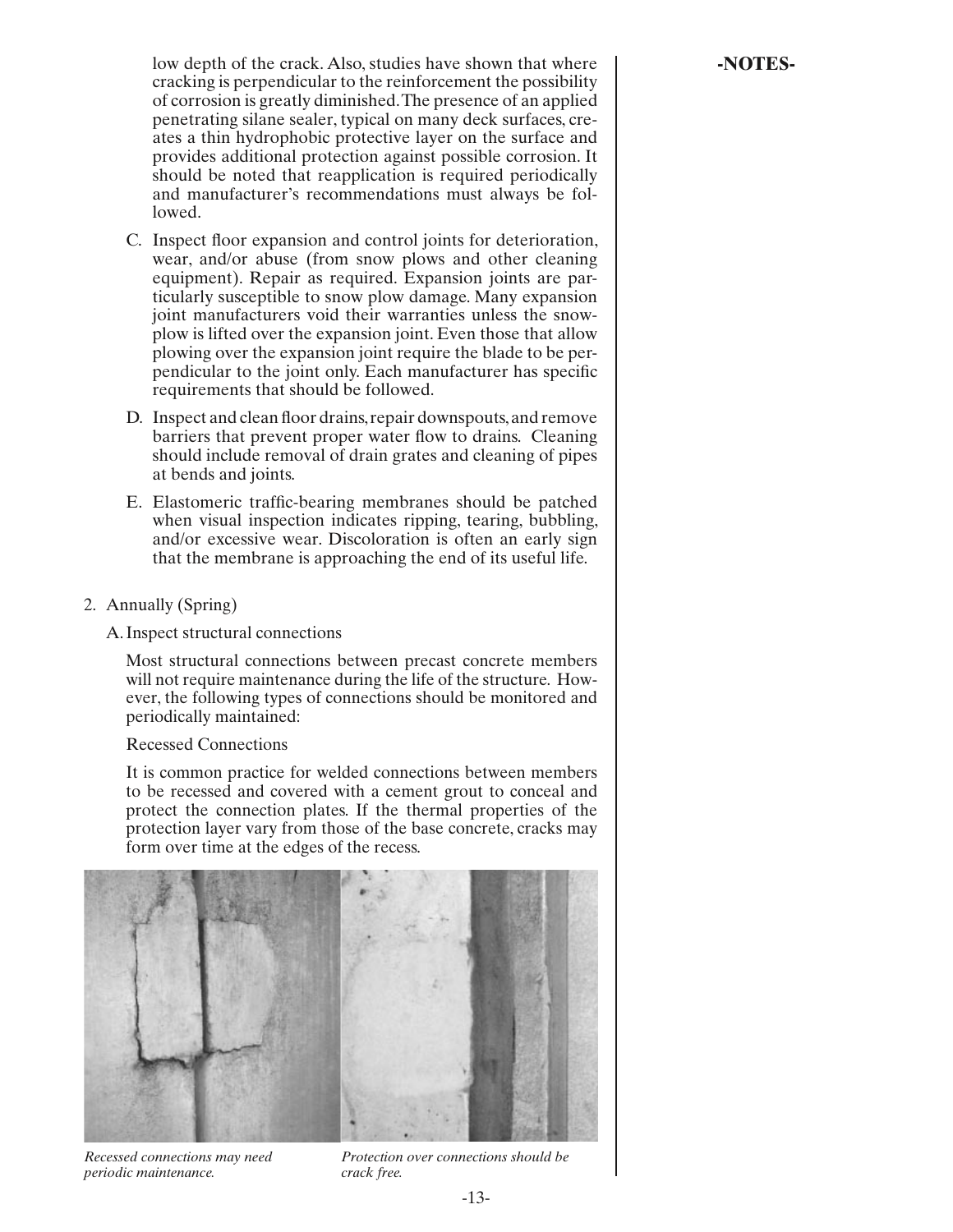low depth of the crack. Also, studies have shown that where cracking is perpendicular to the reinforcement the possibility of corrosion is greatly diminished. The presence of an applied penetrating silane sealer, typical on many deck surfaces, creates a thin hydrophobic protective layer on the surface and provides additional protection against possible corrosion. It should be noted that reapplication is required periodically and manufacturer's recommendations must always be followed.

C. Inspect floor expansion and control joints for deterioration, wear, and/or abuse (from snow plows and other cleaning equipment). Repair as required. Expansion joints are particularly susceptible to snow plow damage. Many expansion joint manufacturers void their warranties unless the snowplow is lifted over the expansion joint. Even those that allow plowing over the expansion joint require the blade to be perpendicular to the joint only. Each manufacturer has specific requirements that should be followed.

D. Inspect and clean floor drains, repair downspouts, and remove barriers that prevent proper water flow to drains. Cleaning should include removal of drain grates and cleaning of pipes at bends and joints.

E. Elastomeric traffic-bearing membranes should be patched when visual inspection indicates ripping, tearing, bubbling, and/or excessive wear. Discoloration is often an early sign that the membrane is approaching the end of its useful life.

2. Annually (Spring)

A. Inspect structural connections

Most structural connections between precast concrete members will not require maintenance during the life of the structure. However, the following types of connections should be monitored and periodically maintained:

Recessed Connections

It is common practice for welded connections between members to be recessed and covered with a cement grout to conceal and protect the connection plates. If the thermal properties of the protection layer vary from those of the base concrete, cracks may form over time at the edges of the recess.

*Recessed connections may need periodic maintenance.*

*Protection over connections should be crack free.*

**-NOTES-**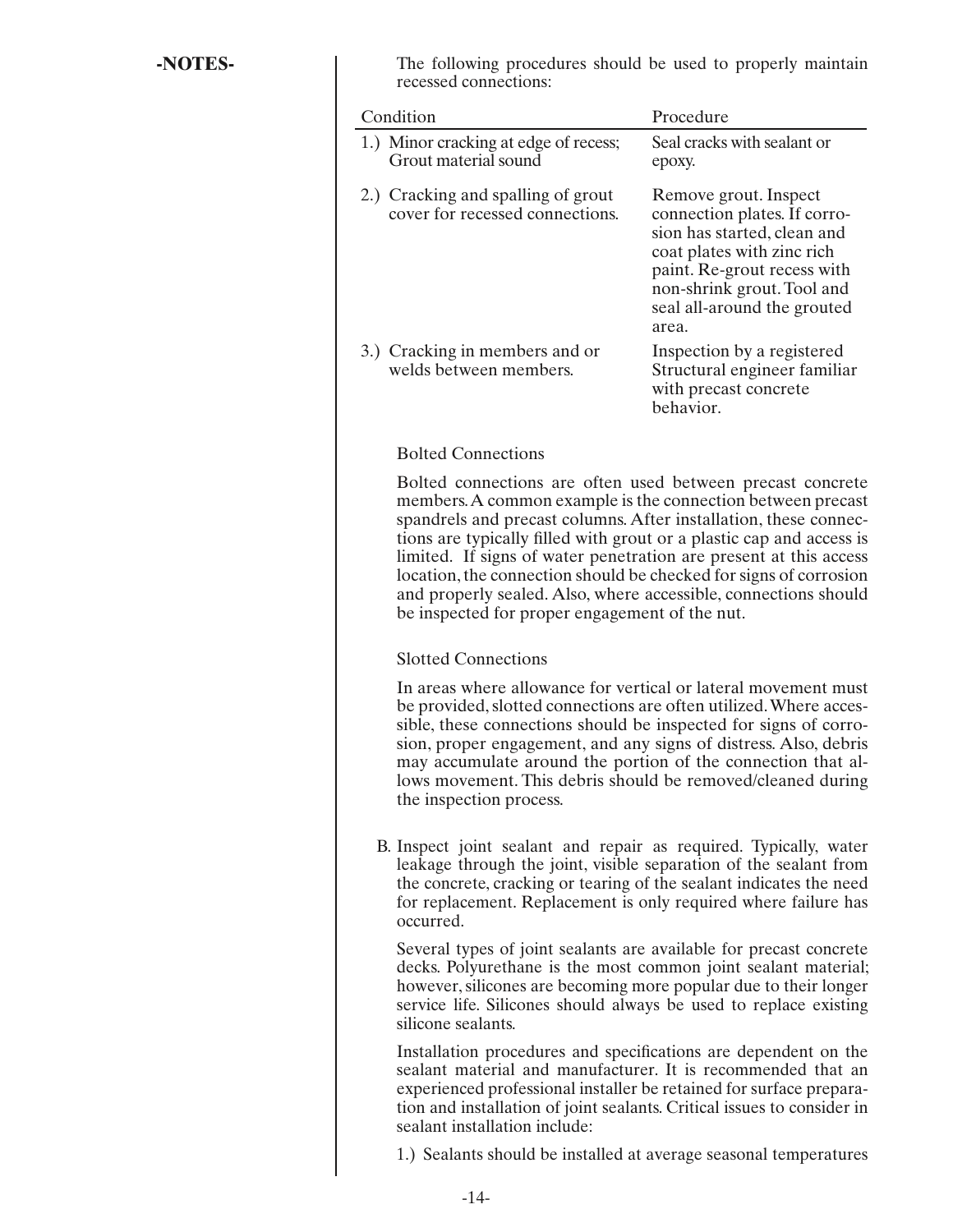-NOTES-

The following procedures should be used to properly maintain recessed connections:

| Condition | Procedure |
| --- | --- |
| 1.) Minor cracking at edge of recess; Grout material sound | Seal cracks with sealant or epoxy. |
| 2.) Cracking and spalling of grout cover for recessed connections. | Remove grout. Inspect connection plates. If corrosion has started, clean and coat plates with zinc rich paint. Re-grout recess with non-shrink grout. Tool and seal all-around the grouted area. |
| 3.) Cracking in members and or welds between members. | Inspection by a registered Structural engineer familiar with precast concrete behavior. |

Bolted Connections

Bolted connections are often used between precast concrete members. A common example is the connection between precast spandrels and precast columns. After installation, these connections are typically filled with grout or a plastic cap and access is limited. If signs of water penetration are present at this access location, the connection should be checked for signs of corrosion and properly sealed. Also, where accessible, connections should be inspected for proper engagement of the nut.

Slotted Connections

In areas where allowance for vertical or lateral movement must be provided, slotted connections are often utilized. Where accessible, these connections should be inspected for signs of corrosion, proper engagement, and any signs of distress. Also, debris may accumulate around the portion of the connection that allows movement. This debris should be removed/cleaned during the inspection process.

B. Inspect joint sealant and repair as required. Typically, water leakage through the joint, visible separation of the sealant from the concrete, cracking or tearing of the sealant indicates the need for replacement. Replacement is only required where failure has occurred.

Several types of joint sealants are available for precast concrete decks. Polyurethane is the most common joint sealant material; however, silicones are becoming more popular due to their longer service life. Silicones should always be used to replace existing silicone sealants.

Installation procedures and specifications are dependent on the sealant material and manufacturer. It is recommended that an experienced professional installer be retained for surface preparation and installation of joint sealants. Critical issues to consider in sealant installation include:

1.) Sealants should be installed at average seasonal temperatures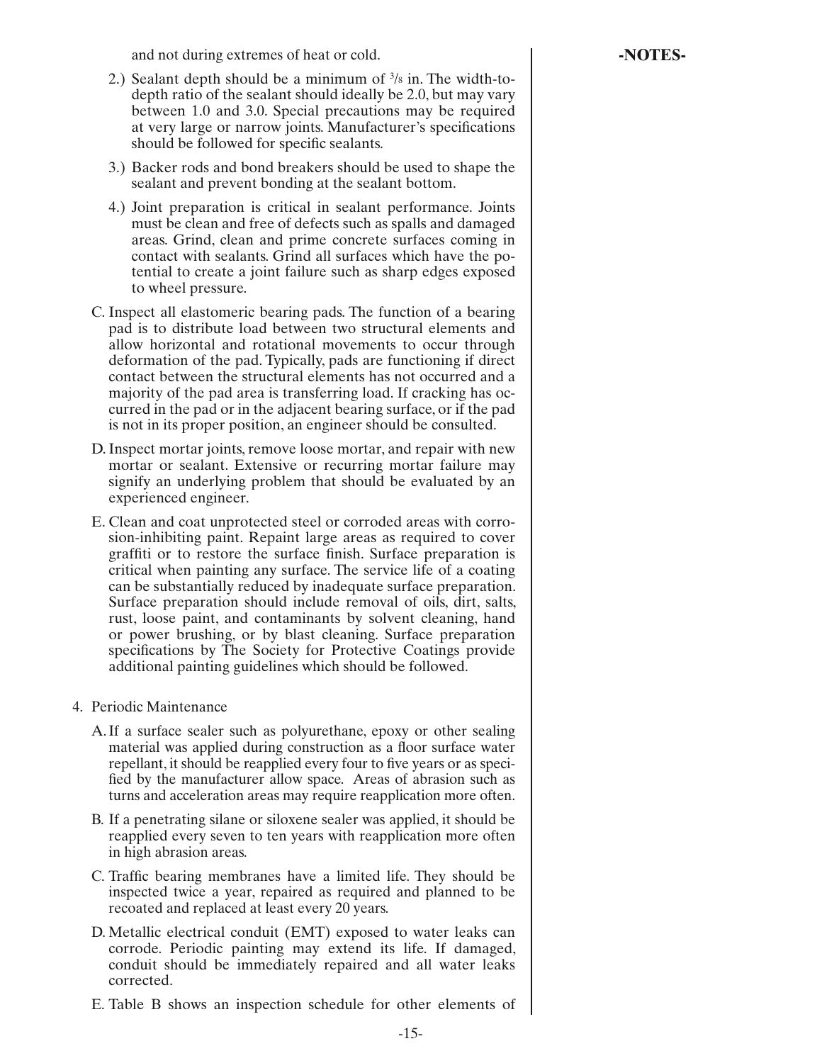and not during extremes of heat or cold.

2.) Sealant depth should be a minimum of 3/8 in. The width-to-depth ratio of the sealant should ideally be 2.0, but may vary between 1.0 and 3.0. Special precautions may be required at very large or narrow joints. Manufacturer's specifications should be followed for specific sealants.

3.) Backer rods and bond breakers should be used to shape the sealant and prevent bonding at the sealant bottom.

4.) Joint preparation is critical in sealant performance. Joints must be clean and free of defects such as spalls and damaged areas. Grind, clean and prime concrete surfaces coming in contact with sealants. Grind all surfaces which have the potential to create a joint failure such as sharp edges exposed to wheel pressure.

C. Inspect all elastomeric bearing pads. The function of a bearing pad is to distribute load between two structural elements and allow horizontal and rotational movements to occur through deformation of the pad. Typically, pads are functioning if direct contact between the structural elements has not occurred and a majority of the pad area is transferring load. If cracking has occurred in the pad or in the adjacent bearing surface, or if the pad is not in its proper position, an engineer should be consulted.

D. Inspect mortar joints, remove loose mortar, and repair with new mortar or sealant. Extensive or recurring mortar failure may signify an underlying problem that should be evaluated by an experienced engineer.

E. Clean and coat unprotected steel or corroded areas with corrosion-inhibiting paint. Repaint large areas as required to cover graffiti or to restore the surface finish. Surface preparation is critical when painting any surface. The service life of a coating can be substantially reduced by inadequate surface preparation. Surface preparation should include removal of oils, dirt, salts, rust, loose paint, and contaminants by solvent cleaning, hand or power brushing, or by blast cleaning. Surface preparation specifications by The Society for Protective Coatings provide additional painting guidelines which should be followed.

4. Periodic Maintenance

A. If a surface sealer such as polyurethane, epoxy or other sealing material was applied during construction as a floor surface water repellant, it should be reapplied every four to five years or as specified by the manufacturer allow space. Areas of abrasion such as turns and acceleration areas may require reapplication more often.

B. If a penetrating silane or siloxene sealer was applied, it should be reapplied every seven to ten years with reapplication more often in high abrasion areas.

C. Traffic bearing membranes have a limited life. They should be inspected twice a year, repaired as required and planned to be recoated and replaced at least every 20 years.

D. Metallic electrical conduit (EMT) exposed to water leaks can corrode. Periodic painting may extend its life. If damaged, conduit should be immediately repaired and all water leaks corrected.

E. Table B shows an inspection schedule for other elements of

**-NOTES-**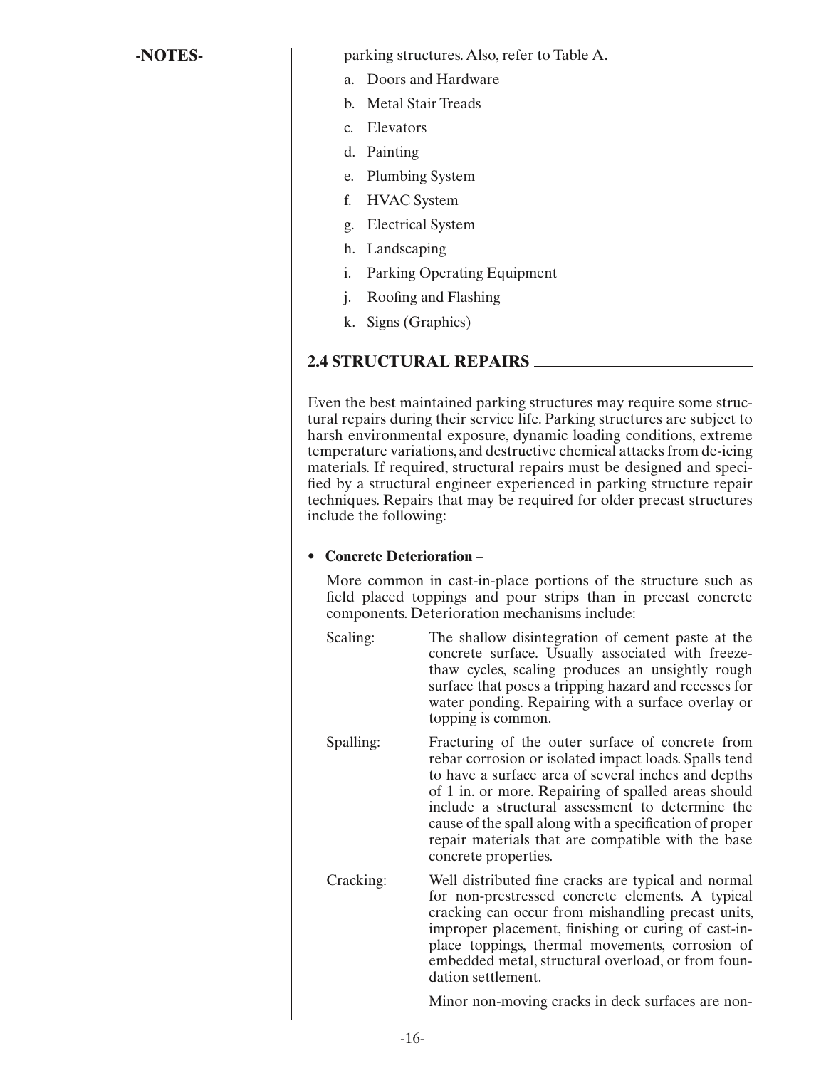-NOTES-

parking structures. Also, refer to Table A.

a. Doors and Hardware
b. Metal Stair Treads
c. Elevators
d. Painting
e. Plumbing System
f. HVAC System
g. Electrical System
h. Landscaping
i. Parking Operating Equipment
j. Roofing and Flashing
k. Signs (Graphics)

## 2.4 STRUCTURAL REPAIRS

Even the best maintained parking structures may require some structural repairs during their service life. Parking structures are subject to harsh environmental exposure, dynamic loading conditions, extreme temperature variations, and destructive chemical attacks from de-icing materials. If required, structural repairs must be designed and specified by a structural engineer experienced in parking structure repair techniques. Repairs that may be required for older precast structures include the following:

- **Concrete Deterioration –**

  More common in cast-in-place portions of the structure such as field placed toppings and pour strips than in precast concrete components. Deterioration mechanisms include:

  Scaling: The shallow disintegration of cement paste at the concrete surface. Usually associated with freeze-thaw cycles, scaling produces an unsightly rough surface that poses a tripping hazard and recesses for water ponding. Repairing with a surface overlay or topping is common.

  Spalling: Fracturing of the outer surface of concrete from rebar corrosion or isolated impact loads. Spalls tend to have a surface area of several inches and depths of 1 in. or more. Repairing of spalled areas should include a structural assessment to determine the cause of the spall along with a specification of proper repair materials that are compatible with the base concrete properties.

  Cracking: Well distributed fine cracks are typical and normal for non-prestressed concrete elements. A typical cracking can occur from mishandling precast units, improper placement, finishing or curing of cast-in-place toppings, thermal movements, corrosion of embedded metal, structural overload, or from foundation settlement.

  Minor non-moving cracks in deck surfaces are non-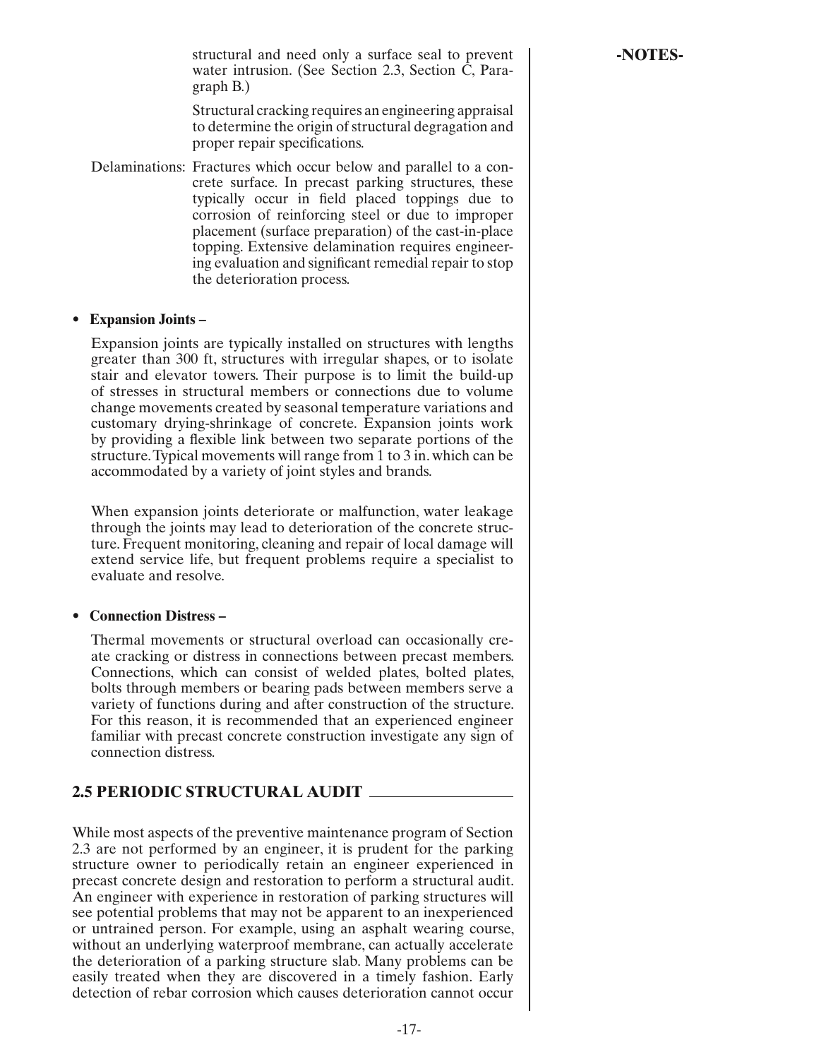structural and need only a surface seal to prevent water intrusion. (See Section 2.3, Section C, Paragraph B.)

Structural cracking requires an engineering appraisal to determine the origin of structural degragation and proper repair specifications.

Delaminations: Fractures which occur below and parallel to a concrete surface. In precast parking structures, these typically occur in field placed toppings due to corrosion of reinforcing steel or due to improper placement (surface preparation) of the cast-in-place topping. Extensive delamination requires engineering evaluation and significant remedial repair to stop the deterioration process.

- **Expansion Joints –**

  Expansion joints are typically installed on structures with lengths greater than 300 ft, structures with irregular shapes, or to isolate stair and elevator towers. Their purpose is to limit the build-up of stresses in structural members or connections due to volume change movements created by seasonal temperature variations and customary drying-shrinkage of concrete. Expansion joints work by providing a flexible link between two separate portions of the structure. Typical movements will range from 1 to 3 in. which can be accommodated by a variety of joint styles and brands.

  When expansion joints deteriorate or malfunction, water leakage through the joints may lead to deterioration of the concrete structure. Frequent monitoring, cleaning and repair of local damage will extend service life, but frequent problems require a specialist to evaluate and resolve.

- **Connection Distress –**

  Thermal movements or structural overload can occasionally create cracking or distress in connections between precast members. Connections, which can consist of welded plates, bolted plates, bolts through members or bearing pads between members serve a variety of functions during and after construction of the structure. For this reason, it is recommended that an experienced engineer familiar with precast concrete construction investigate any sign of connection distress.

## 2.5 PERIODIC STRUCTURAL AUDIT

While most aspects of the preventive maintenance program of Section 2.3 are not performed by an engineer, it is prudent for the parking structure owner to periodically retain an engineer experienced in precast concrete design and restoration to perform a structural audit. An engineer with experience in restoration of parking structures will see potential problems that may not be apparent to an inexperienced or untrained person. For example, using an asphalt wearing course, without an underlying waterproof membrane, can actually accelerate the deterioration of a parking structure slab. Many problems can be easily treated when they are discovered in a timely fashion. Early detection of rebar corrosion which causes deterioration cannot occur

-NOTES-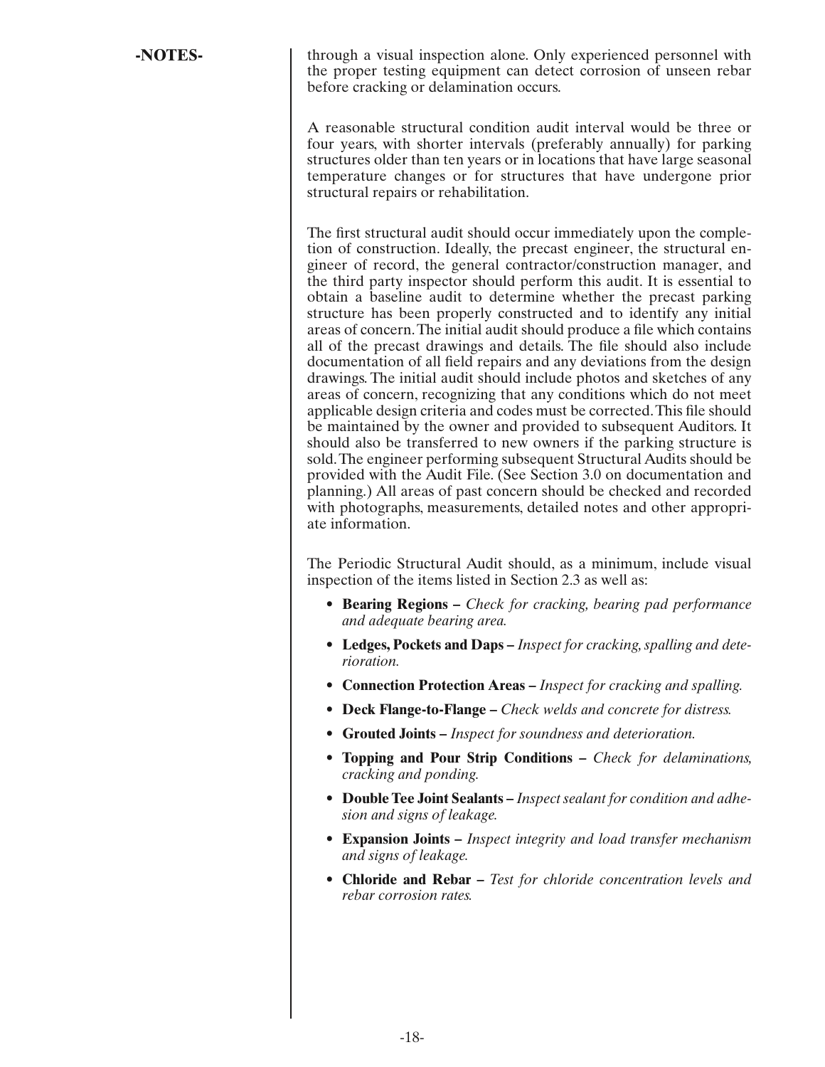-NOTES-

through a visual inspection alone. Only experienced personnel with the proper testing equipment can detect corrosion of unseen rebar before cracking or delamination occurs.

A reasonable structural condition audit interval would be three or four years, with shorter intervals (preferably annually) for parking structures older than ten years or in locations that have large seasonal temperature changes or for structures that have undergone prior structural repairs or rehabilitation.

The first structural audit should occur immediately upon the completion of construction. Ideally, the precast engineer, the structural engineer of record, the general contractor/construction manager, and the third party inspector should perform this audit. It is essential to obtain a baseline audit to determine whether the precast parking structure has been properly constructed and to identify any initial areas of concern. The initial audit should produce a file which contains all of the precast drawings and details. The file should also include documentation of all field repairs and any deviations from the design drawings. The initial audit should include photos and sketches of any areas of concern, recognizing that any conditions which do not meet applicable design criteria and codes must be corrected. This file should be maintained by the owner and provided to subsequent Auditors. It should also be transferred to new owners if the parking structure is sold. The engineer performing subsequent Structural Audits should be provided with the Audit File. (See Section 3.0 on documentation and planning.) All areas of past concern should be checked and recorded with photographs, measurements, detailed notes and other appropriate information.

The Periodic Structural Audit should, as a minimum, include visual inspection of the items listed in Section 2.3 as well as:

- **Bearing Regions –** *Check for cracking, bearing pad performance and adequate bearing area.*
- **Ledges, Pockets and Daps –** *Inspect for cracking, spalling and deterioration.*
- **Connection Protection Areas –** *Inspect for cracking and spalling.*
- **Deck Flange-to-Flange –** *Check welds and concrete for distress.*
- **Grouted Joints –** *Inspect for soundness and deterioration.*
- **Topping and Pour Strip Conditions –** *Check for delaminations, cracking and ponding.*
- **Double Tee Joint Sealants –** *Inspect sealant for condition and adhesion and signs of leakage.*
- **Expansion Joints –** *Inspect integrity and load transfer mechanism and signs of leakage.*
- **Chloride and Rebar –** *Test for chloride concentration levels and rebar corrosion rates.*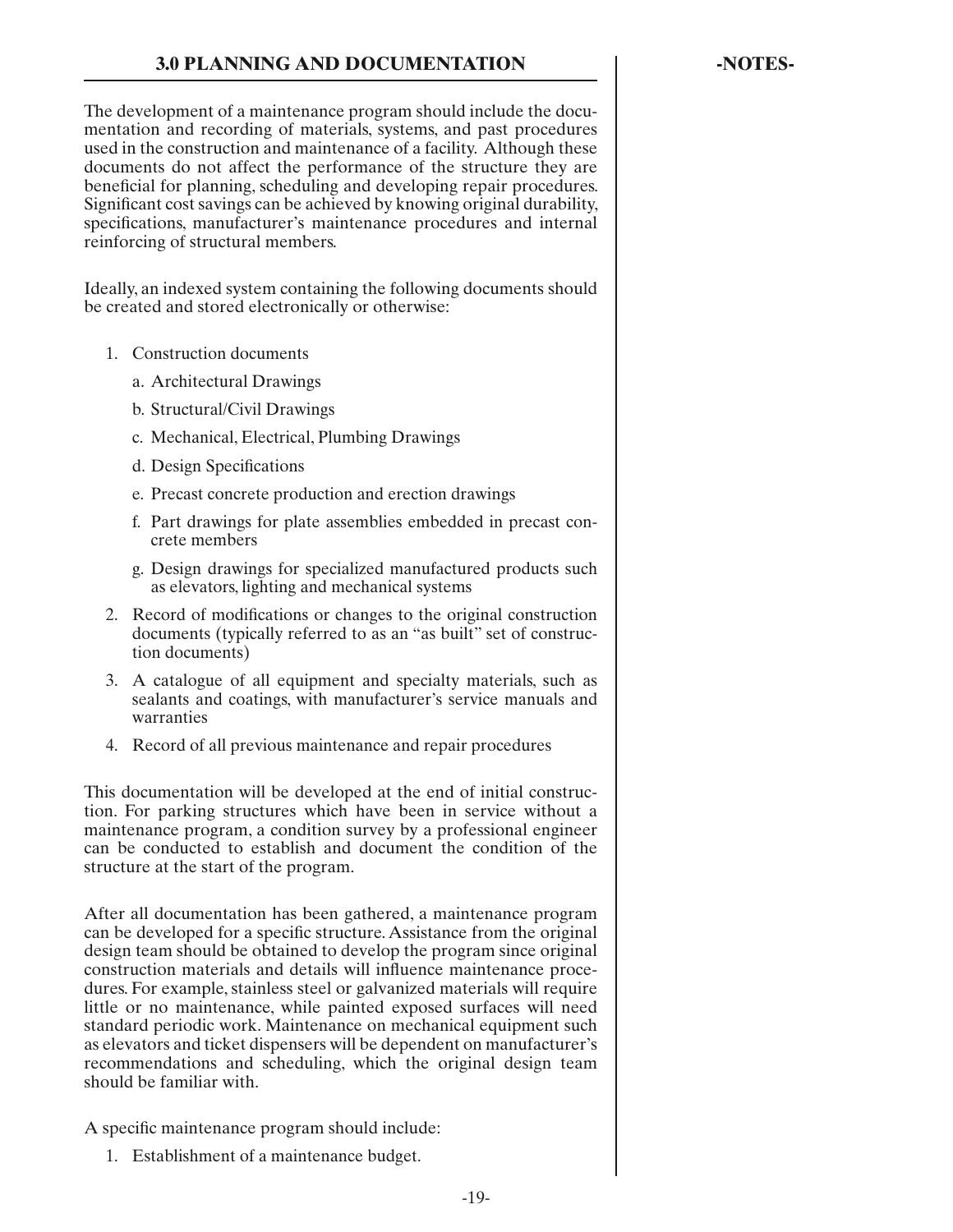## 3.0 PLANNING AND DOCUMENTATION

**-NOTES-**

The development of a maintenance program should include the documentation and recording of materials, systems, and past procedures used in the construction and maintenance of a facility. Although these documents do not affect the performance of the structure they are beneficial for planning, scheduling and developing repair procedures. Significant cost savings can be achieved by knowing original durability, specifications, manufacturer's maintenance procedures and internal reinforcing of structural members.

Ideally, an indexed system containing the following documents should be created and stored electronically or otherwise:

1. Construction documents
   a. Architectural Drawings
   b. Structural/Civil Drawings
   c. Mechanical, Electrical, Plumbing Drawings
   d. Design Specifications
   e. Precast concrete production and erection drawings
   f. Part drawings for plate assemblies embedded in precast concrete members
   g. Design drawings for specialized manufactured products such as elevators, lighting and mechanical systems
2. Record of modifications or changes to the original construction documents (typically referred to as an "as built" set of construction documents)
3. A catalogue of all equipment and specialty materials, such as sealants and coatings, with manufacturer's service manuals and warranties
4. Record of all previous maintenance and repair procedures

This documentation will be developed at the end of initial construction. For parking structures which have been in service without a maintenance program, a condition survey by a professional engineer can be conducted to establish and document the condition of the structure at the start of the program.

After all documentation has been gathered, a maintenance program can be developed for a specific structure. Assistance from the original design team should be obtained to develop the program since original construction materials and details will influence maintenance procedures. For example, stainless steel or galvanized materials will require little or no maintenance, while painted exposed surfaces will need standard periodic work. Maintenance on mechanical equipment such as elevators and ticket dispensers will be dependent on manufacturer's recommendations and scheduling, which the original design team should be familiar with.

A specific maintenance program should include:

1. Establishment of a maintenance budget.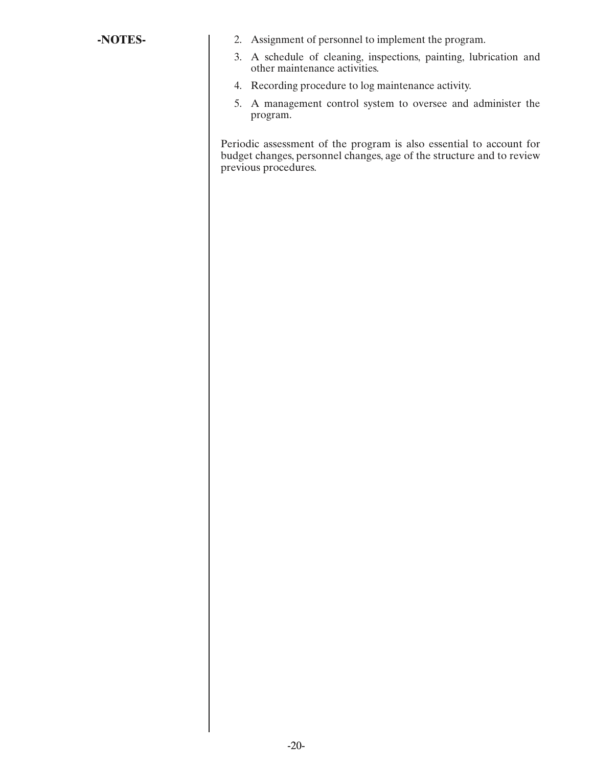-NOTES-

2. Assignment of personnel to implement the program.
3. A schedule of cleaning, inspections, painting, lubrication and other maintenance activities.
4. Recording procedure to log maintenance activity.
5. A management control system to oversee and administer the program.

Periodic assessment of the program is also essential to account for budget changes, personnel changes, age of the structure and to review previous procedures.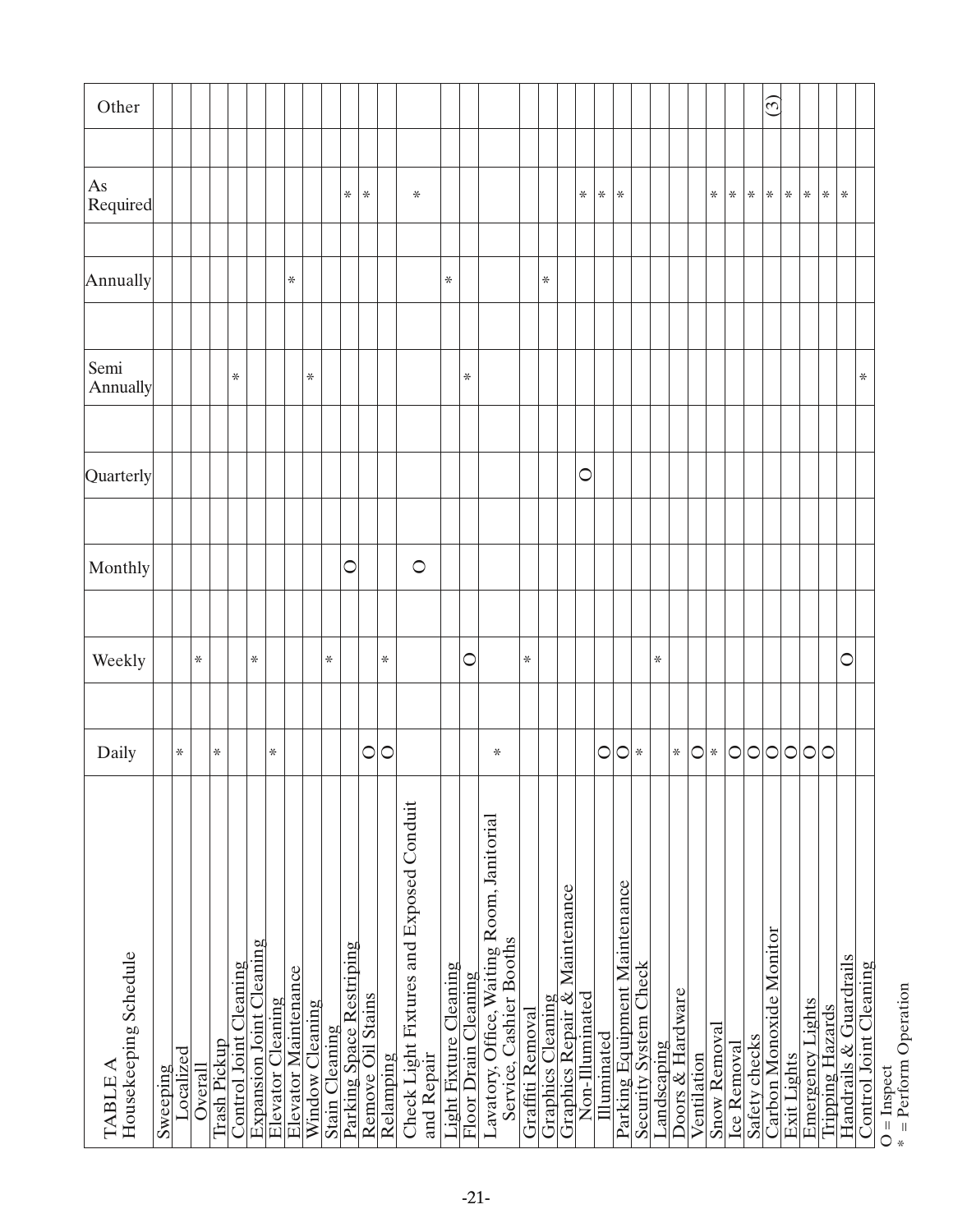| TABLE A Housekeeping Schedule | Daily | Weekly | Monthly | Quarterly | Semi Annually | Annually | As Required | Other |
|---|---|---|---|---|---|---|---|---|
| Sweeping | | | | | | | | |
| Localized | * | | | | | | | |
| Overall | | * | | | | | | |
| Trash Pickup | * | | | | | | | |
| Control Joint Cleaning | | | | | * | | | |
| Expansion Joint Cleaning | | * | | | | | | |
| Elevator Cleaning | * | | | | | | | |
| Elevator Maintenance | | | | | | * | | |
| Window Cleaning | | | | | * | | | |
| Stain Cleaning | | * | | | | | | |
| Parking Space Restriping | | | O | | | | * | |
| Remove Oil Stains | O | | | | | | * | |
| Relamping | O | * | | | | | | |
| Check Light Fixtures and Exposed Conduit and Repair | | | O | | | | * | |
| Light Fixture Cleaning | | | | | | * | | |
| Floor Drain Cleaning | | O | | | * | | | |
| Lavatory, Office, Waiting Room, Janitorial Service, Cashier Booths | * | | | | | | | |
| Graffiti Removal | | * | | | | | | |
| Graphics Cleaning | | | | | | * | | |
| Graphics Repair & Maintenance | | | | | | | | |
| Non-Illuminated | | | | O | | | * | |
| Illuminated | O | | | | | | * | |
| Parking Equipment Maintenance | O | | | | | | * | |
| Security System Check | * | | | | | | | |
| Landscaping | | * | | | | | | |
| Doors & Hardware | * | | | | | | | |
| Ventilation | O | | | | | | | |
| Snow Removal | * | | | | | | * | |
| Ice Removal | O | | | | | | * | |
| Safety checks | O | | | | | | * | |
| Carbon Monoxide Monitor | O | | | | | | * | (3) |
| Exit Lights | O | | | | | | * | |
| Emergency Lights | O | | | | | | * | |
| Tripping Hazards | O | | | | | | * | |
| Handrails & Guardrails | | O | | | | | * | |
| Control Joint Cleaning | | | | | * | | | |

O = Inspect
* = Perform Operation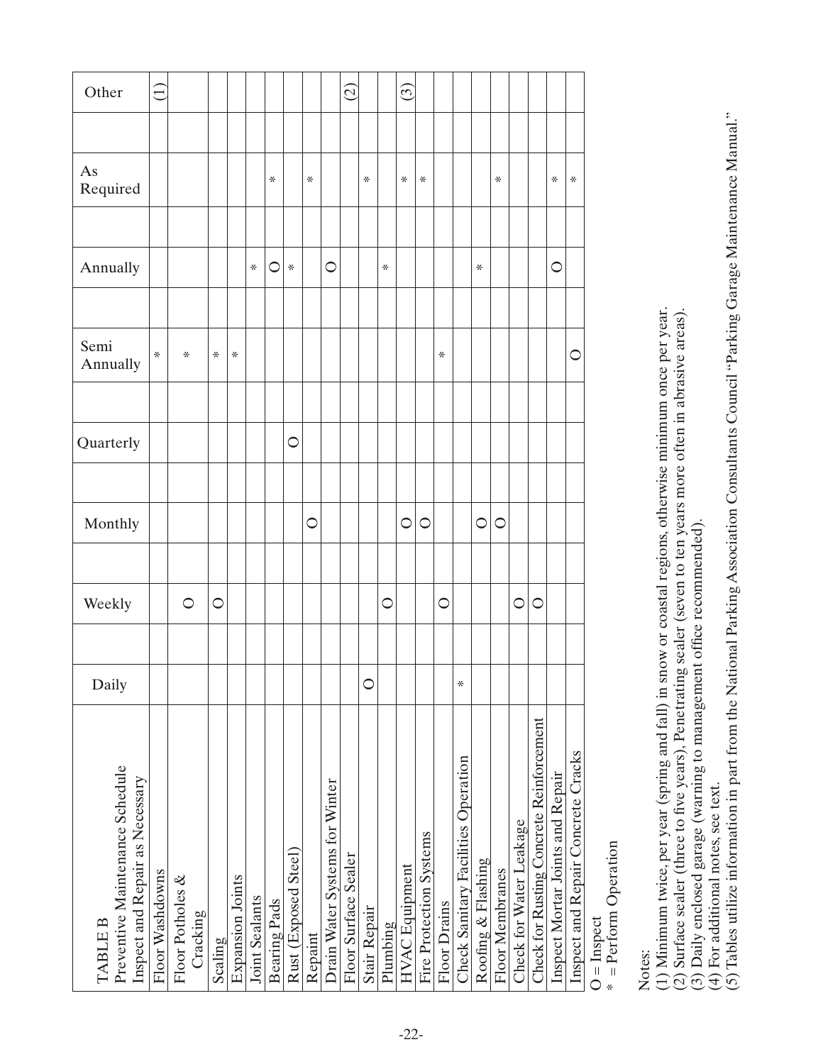| TABLE B<br>Preventive Maintenance Schedule<br>Inspect and Repair as Necessary | Daily | Weekly | Monthly | Quarterly | Semi Annually | Annually | As Required | Other |
|---|---|---|---|---|---|---|---|---|
| Floor Washdowns | | | | | * | | | (1) |
| Floor Potholes & Cracking | | O | | | * | | | |
| Scaling | | O | | | * | | | |
| Expansion Joints | | | | | * | | | |
| Joint Sealants | | | | | | * | | |
| Bearing Pads | | | | | | O | * | |
| Rust (Exposed Steel) | | | | O | | * | | |
| Repaint | | | O | | | | * | |
| Drain Water Systems for Winter | | | | | | O | | |
| Floor Surface Sealer | | | | | | | | (2) |
| Stair Repair | O | | | | | | * | |
| Plumbing | | O | | | | * | | |
| HVAC Equipment | | | O | | | | * | (3) |
| Fire Protection Systems | | | O | | | | * | |
| Floor Drains | | O | | | * | | | |
| Check Sanitary Facilities Operation | * | | | | | | | |
| Roofing & Flashing | | | O | | | * | | |
| Floor Membranes | | | O | | | | * | |
| Check for Water Leakage | | O | | | | | | |
| Check for Rusting Concrete Reinforcement | | O | | | | | | |
| Inspect Mortar Joints and Repair | | | | | | O | * | |
| Inspect and Repair Concrete Cracks | | | | | O | | * | |

O = Inspect
* = Perform Operation

Notes:
(1) Minimum twice, per year (spring and fall) in snow or coastal regions, otherwise minimum once per year.
(2) Surface sealer (three to five years), Penetrating sealer (seven to ten years more often in abrasive areas).
(3) Daily enclosed garage (warning to management office recommended).
(4) For additional notes, see text.
(5) Tables utilize information in part from the National Parking Association Consultants Council "Parking Garage Maintenance Manual."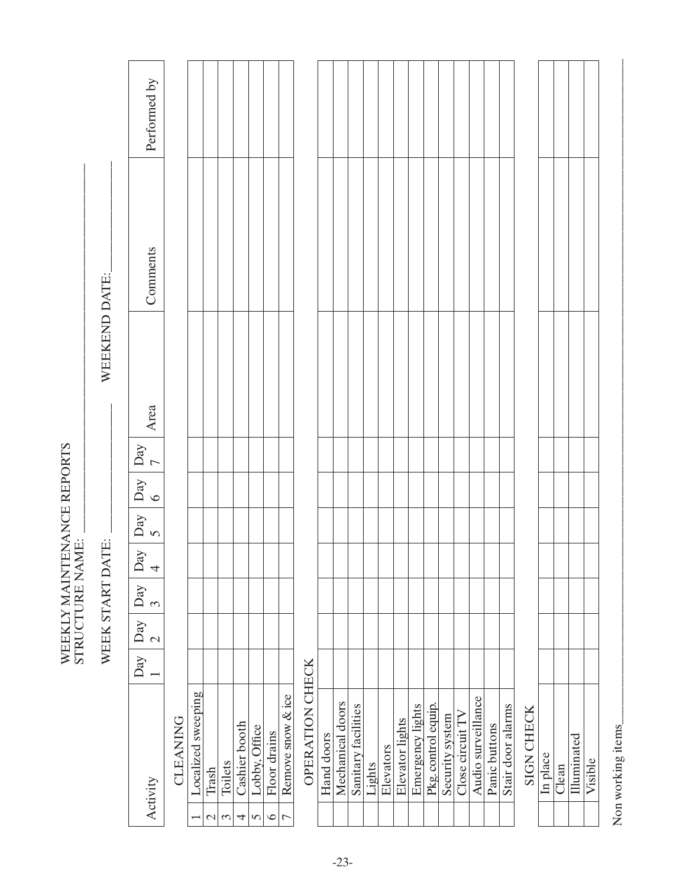# WEEKLY MAINTENANCE REPORTS

STRUCTURE NAME: ______________________

WEEK START DATE: ______________ WEEKEND DATE: ______________

| | Activity | Day 1 | Day 2 | Day 3 | Day 4 | Day 5 | Day 6 | Day 7 | Area | Comments | Performed by |
|---|---|---|---|---|---|---|---|---|---|---|---|
| | **CLEANING** | | | | | | | | | | |
| 1 | Localized sweeping | | | | | | | | | | |
| 2 | Trash | | | | | | | | | | |
| 3 | Toilets | | | | | | | | | | |
| 4 | Cashier booth | | | | | | | | | | |
| 5 | Lobby, Office | | | | | | | | | | |
| 6 | Floor drains | | | | | | | | | | |
| 7 | Remove snow & ice | | | | | | | | | | |
| | **OPERATION CHECK** | | | | | | | | | | |
| | Hand doors | | | | | | | | | | |
| | Mechanical doors | | | | | | | | | | |
| | Sanitary facilities | | | | | | | | | | |
| | Lights | | | | | | | | | | |
| | Elevators | | | | | | | | | | |
| | Elevator lights | | | | | | | | | | |
| | Emergency lights | | | | | | | | | | |
| | Pkg. control equip. | | | | | | | | | | |
| | Security system | | | | | | | | | | |
| | Close circuit TV | | | | | | | | | | |
| | Audio surveillance | | | | | | | | | | |
| | Panic buttons | | | | | | | | | | |
| | Stair door alarms | | | | | | | | | | |
| | **SIGN CHECK** | | | | | | | | | | |
| | In place | | | | | | | | | | |
| | Clean | | | | | | | | | | |
| | Illuminated | | | | | | | | | | |
| | Visible | | | | | | | | | | |

Non working items______________________________________________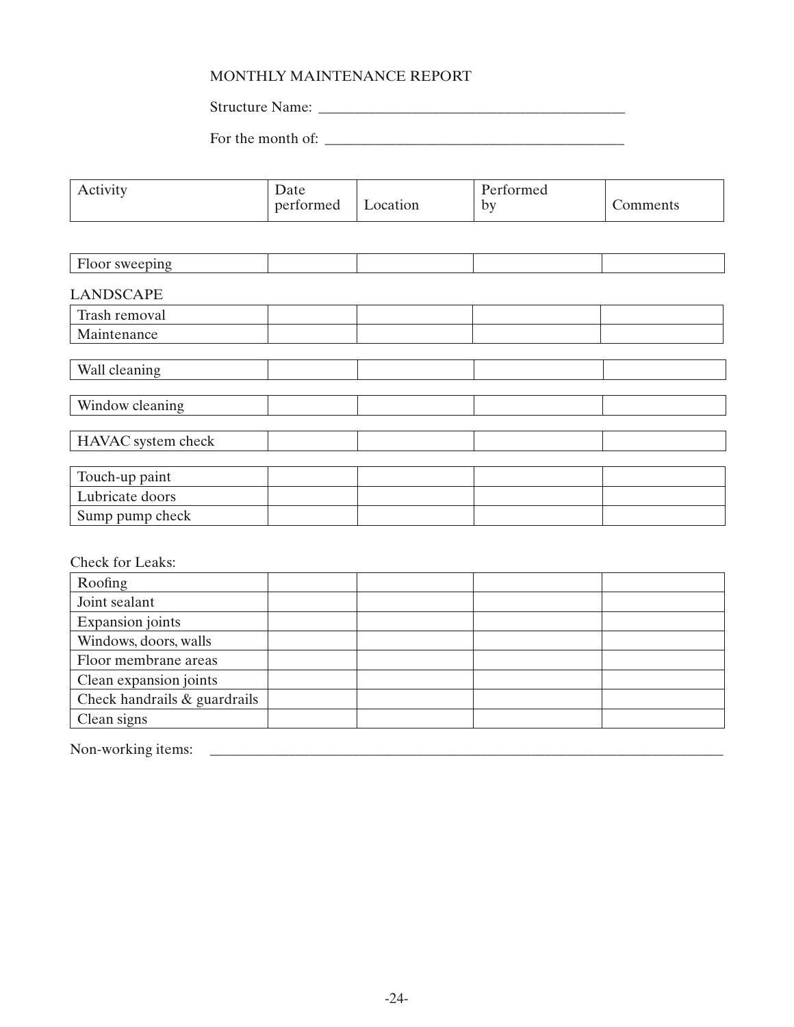# MONTHLY MAINTENANCE REPORT

Structure Name: ________________________________________

For the month of: ________________________________________

| Activity | Date performed | Location | Performed by | Comments |
|---|---|---|---|---|
| Floor sweeping | | | | |
| **LANDSCAPE** | | | | |
| Trash removal | | | | |
| Maintenance | | | | |
| Wall cleaning | | | | |
| Window cleaning | | | | |
| HAVAC system check | | | | |
| Touch-up paint | | | | |
| Lubricate doors | | | | |
| Sump pump check | | | | |
| **Check for Leaks:** | | | | |
| Roofing | | | | |
| Joint sealant | | | | |
| Expansion joints | | | | |
| Windows, doors, walls | | | | |
| Floor membrane areas | | | | |
| Clean expansion joints | | | | |
| Check handrails & guardrails | | | | |
| Clean signs | | | | |

Non-working items: ________________________________________________________________________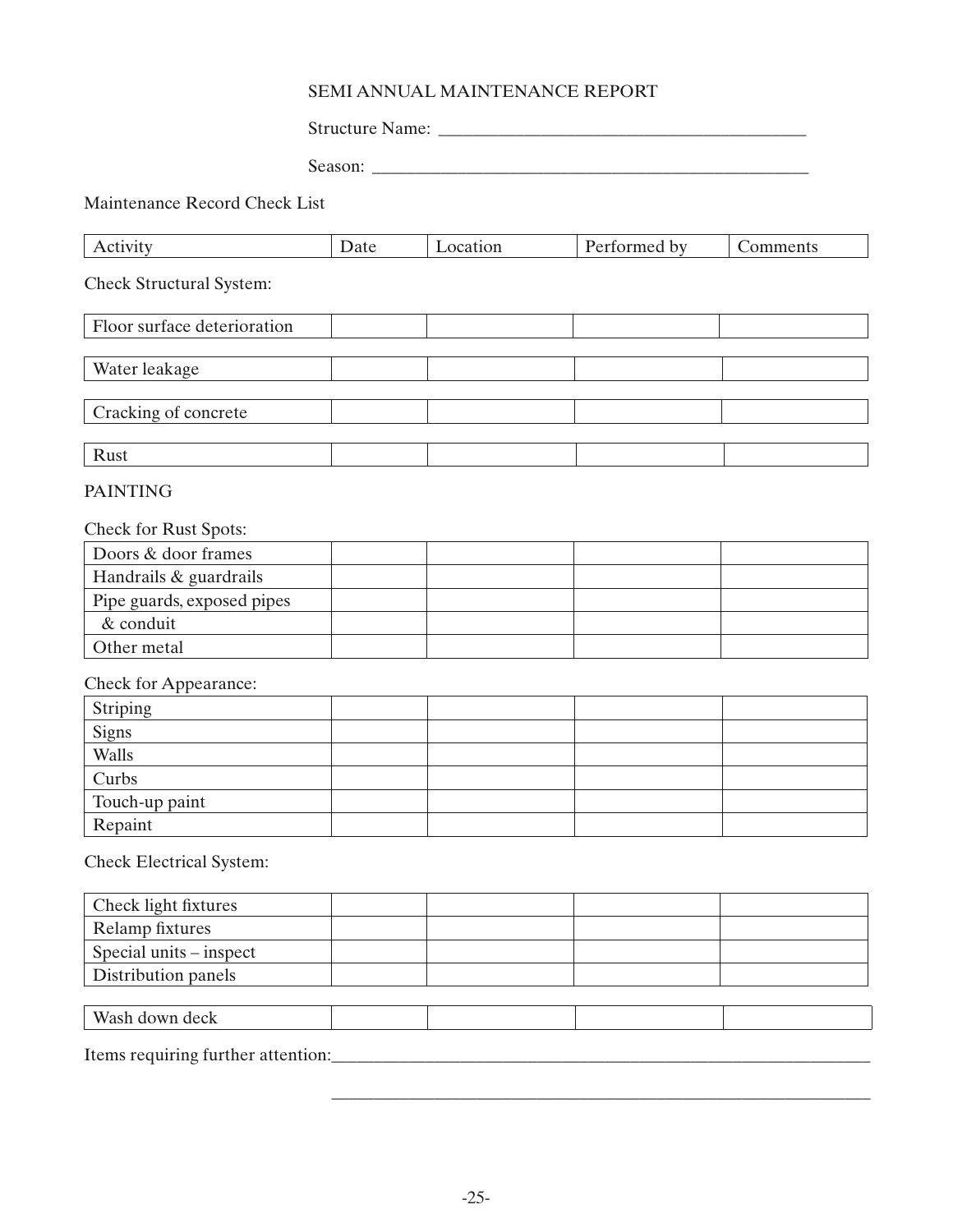# SEMI ANNUAL MAINTENANCE REPORT

Structure Name: ______________________________

Season: ______________________________

Maintenance Record Check List

| Activity | Date | Location | Performed by | Comments |
|---|---|---|---|---|

Check Structural System:

| | | | | |
|---|---|---|---|---|
| Floor surface deterioration | | | | |
| Water leakage | | | | |
| Cracking of concrete | | | | |
| Rust | | | | |

PAINTING

Check for Rust Spots:

| | | | | |
|---|---|---|---|---|
| Doors & door frames | | | | |
| Handrails & guardrails | | | | |
| Pipe guards, exposed pipes | | | | |
| & conduit | | | | |
| Other metal | | | | |

Check for Appearance:

| | | | | |
|---|---|---|---|---|
| Striping | | | | |
| Signs | | | | |
| Walls | | | | |
| Curbs | | | | |
| Touch-up paint | | | | |
| Repaint | | | | |

Check Electrical System:

| | | | | |
|---|---|---|---|---|
| Check light fixtures | | | | |
| Relamp fixtures | | | | |
| Special units – inspect | | | | |
| Distribution panels | | | | |

| | | | | |
|---|---|---|---|---|
| Wash down deck | | | | |

Items requiring further attention: ______________________________

______________________________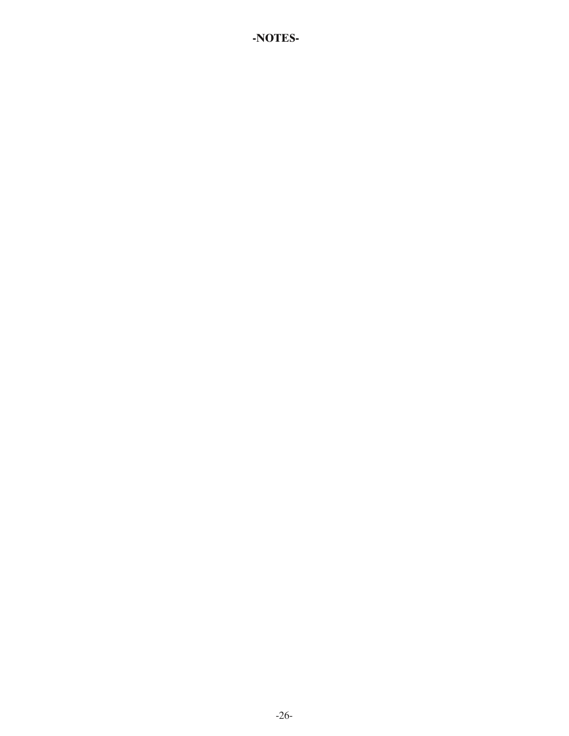# -NOTES-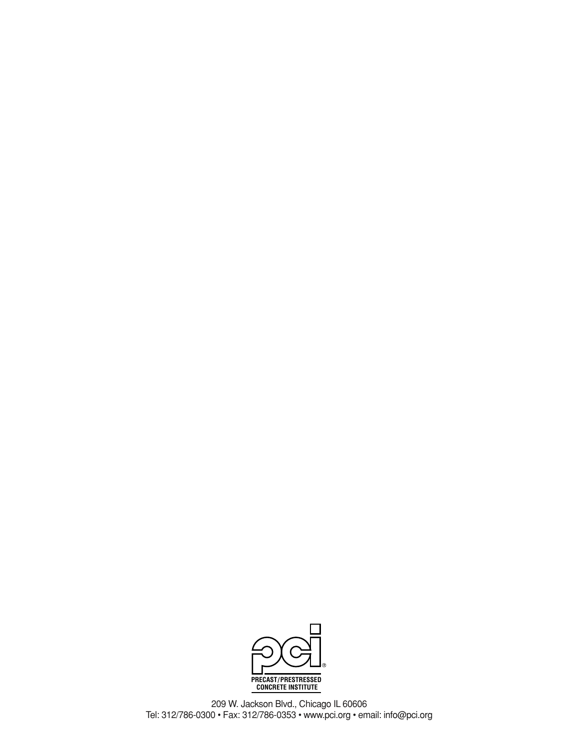PRECAST/PRESTRESSED CONCRETE INSTITUTE

209 W. Jackson Blvd., Chicago IL 60606
Tel: 312/786-0300 • Fax: 312/786-0353 • www.pci.org • email: info@pci.org